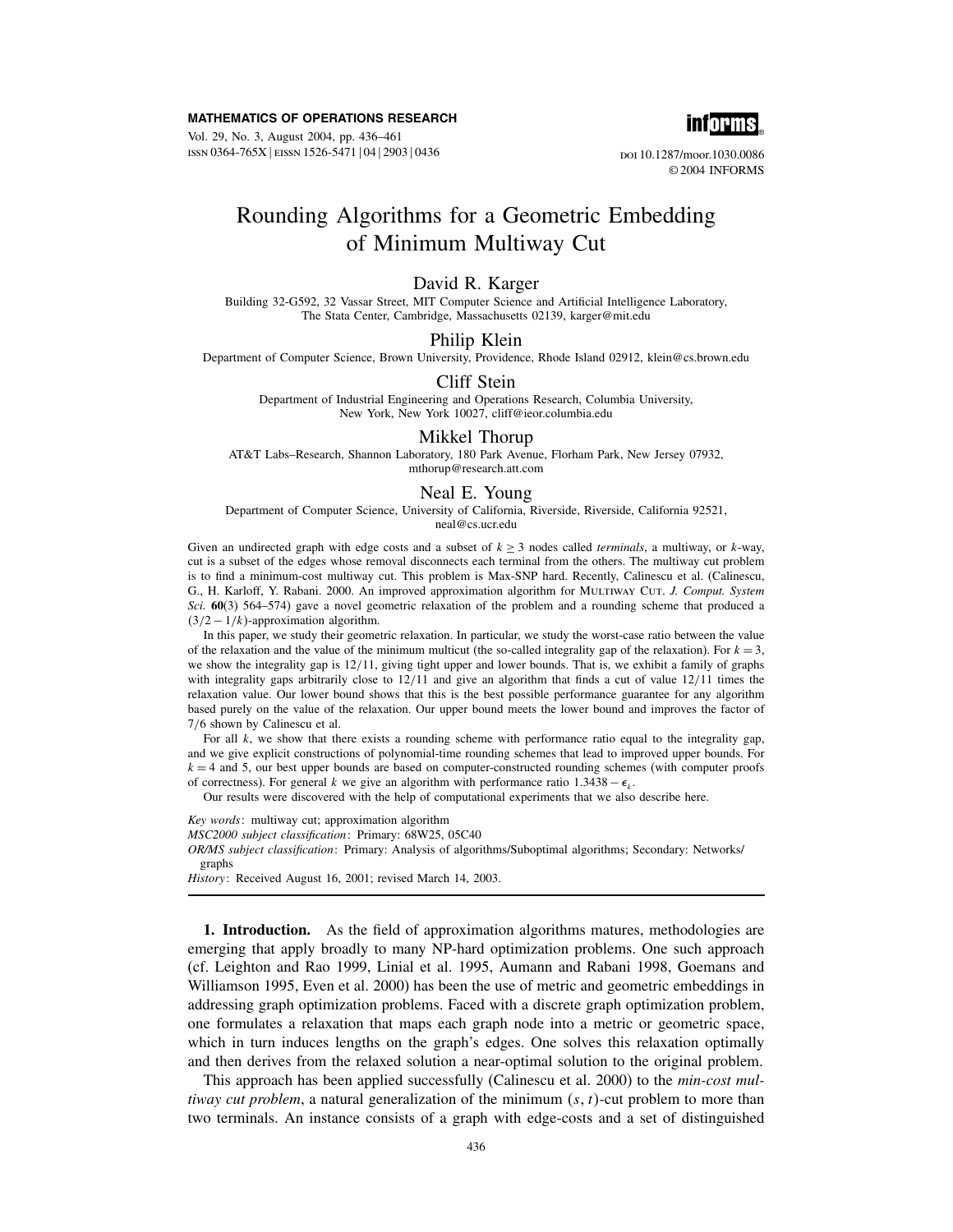# Rounding Algorithms for a Geometric Embedding of Minimum Multiway Cut

**David R. Karger**

Building 32-G592, 32 Vassar Street, MIT Computer Science and Artificial Intelligence Laboratory, The Stata Center, Cambridge, Massachusetts 02139, karger@mit.edu

**Philip Klein**

Department of Computer Science, Brown University, Providence, Rhode Island 02912, klein@cs.brown.edu

**Cliff Stein**

Department of Industrial Engineering and Operations Research, Columbia University, New York, New York 10027, cliff@ieor.columbia.edu

**Mikkel Thorup**

AT&T Labs–Research, Shannon Laboratory, 180 Park Avenue, Florham Park, New Jersey 07932, mthorup@research.att.com

**Neal E. Young**

Department of Computer Science, University of California, Riverside, Riverside, California 92521, neal@cs.ucr.edu

Given an undirected graph with edge costs and a subset of $k \geq 3$ nodes called *terminals*, a multiway, or $k$-way, cut is a subset of the edges whose removal disconnects each terminal from the others. The multiway cut problem is to find a minimum-cost multiway cut. This problem is Max-SNP hard. Recently, Calinescu et al. (Calinescu, G., H. Karloff, Y. Rabani. 2000. An improved approximation algorithm for Multiway Cut. *J. Comput. System Sci.* **60**(3) 564–574) gave a novel geometric relaxation of the problem and a rounding scheme that produced a $(3/2 - 1/k)$-approximation algorithm.

In this paper, we study their geometric relaxation. In particular, we study the worst-case ratio between the value of the relaxation and the value of the minimum multicut (the so-called integrality gap of the relaxation). For $k = 3$, we show the integrality gap is $12/11$, giving tight upper and lower bounds. That is, we exhibit a family of graphs with integrality gaps arbitrarily close to $12/11$ and give an algorithm that finds a cut of value $12/11$ times the relaxation value. Our lower bound shows that this is the best possible performance guarantee for any algorithm based purely on the value of the relaxation. Our upper bound meets the lower bound and improves the factor of $7/6$ shown by Calinescu et al.

For all $k$, we show that there exists a rounding scheme with performance ratio equal to the integrality gap, and we give explicit constructions of polynomial-time rounding schemes that lead to improved upper bounds. For $k = 4$ and 5, our best upper bounds are based on computer-constructed rounding schemes (with computer proofs of correctness). For general $k$ we give an algorithm with performance ratio $1.3438 - \epsilon_k$.

Our results were discovered with the help of computational experiments that we also describe here.

*Key words*: multiway cut; approximation algorithm

*MSC2000 subject classification*: Primary: 68W25, 05C40

*OR/MS subject classification*: Primary: Analysis of algorithms/Suboptimal algorithms; Secondary: Networks/graphs

*History*: Received August 16, 2001; revised March 14, 2003.

**1. Introduction.** As the field of approximation algorithms matures, methodologies are emerging that apply broadly to many NP-hard optimization problems. One such approach (cf. Leighton and Rao 1999, Linial et al. 1995, Aumann and Rabani 1998, Goemans and Williamson 1995, Even et al. 2000) has been the use of metric and geometric embeddings in addressing graph optimization problems. Faced with a discrete graph optimization problem, one formulates a relaxation that maps each graph node into a metric or geometric space, which in turn induces lengths on the graph's edges. One solves this relaxation optimally and then derives from the relaxed solution a near-optimal solution to the original problem.

This approach has been applied successfully (Calinescu et al. 2000) to the *min-cost multiway cut problem*, a natural generalization of the minimum $(s, t)$-cut problem to more than two terminals. An instance consists of a graph with edge-costs and a set of distinguished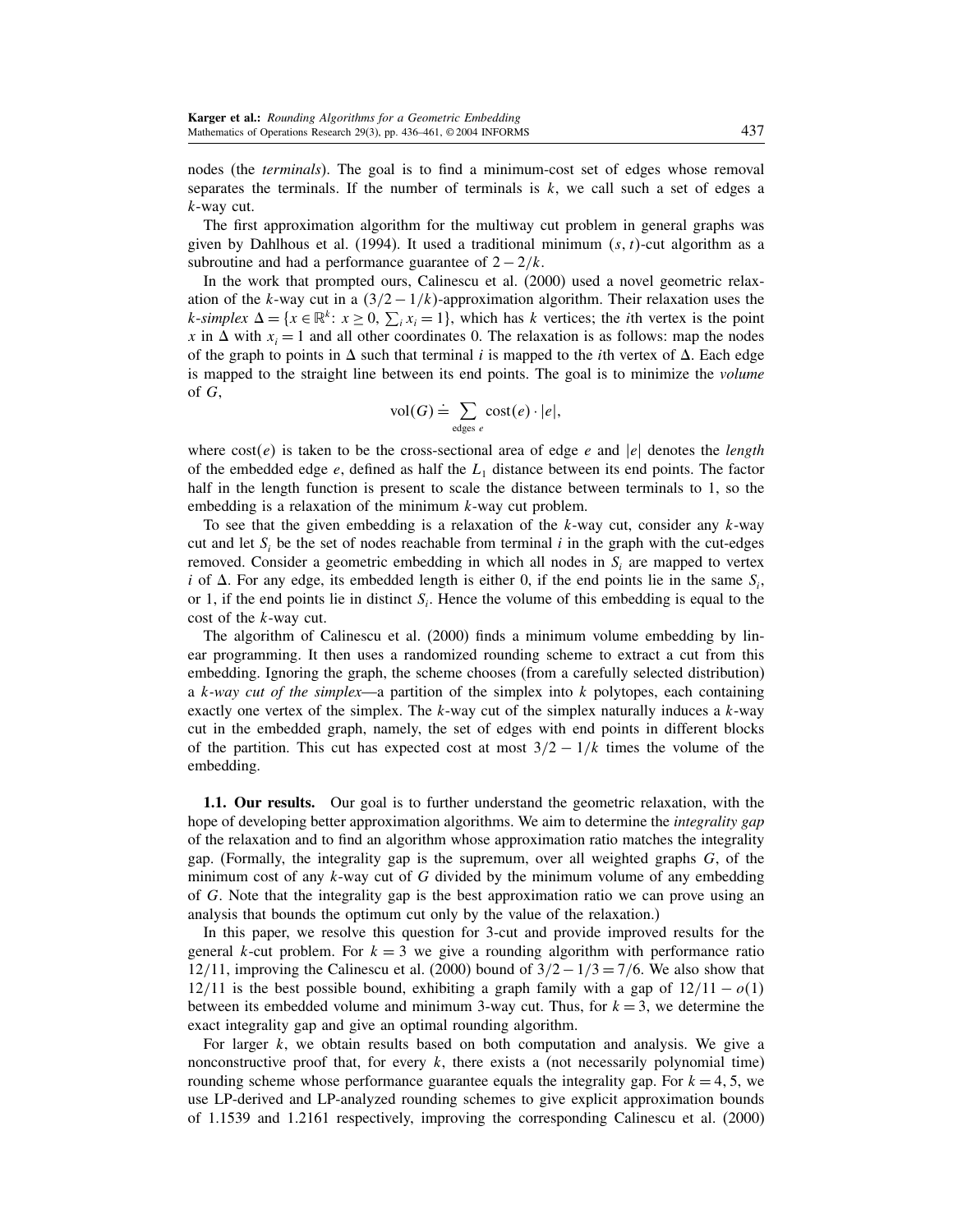nodes (the *terminals*). The goal is to find a minimum-cost set of edges whose removal separates the terminals. If the number of terminals is $k$, we call such a set of edges a $k$-way cut.

The first approximation algorithm for the multiway cut problem in general graphs was given by Dahlhous et al. (1994). It used a traditional minimum $(s, t)$-cut algorithm as a subroutine and had a performance guarantee of $2 - 2/k$.

In the work that prompted ours, Calinescu et al. (2000) used a novel geometric relaxation of the $k$-way cut in a $(3/2 - 1/k)$-approximation algorithm. Their relaxation uses the $k$-*simplex* $\Delta = \{x \in \mathbb{R}^k \colon x \geq 0, \sum_i x_i = 1\}$, which has $k$ vertices; the $i$th vertex is the point $x$ in $\Delta$ with $x_i = 1$ and all other coordinates 0. The relaxation is as follows: map the nodes of the graph to points in $\Delta$ such that terminal $i$ is mapped to the $i$th vertex of $\Delta$. Each edge is mapped to the straight line between its end points. The goal is to minimize the *volume* of $G$,

$$\mathrm{vol}(G) \doteq \sum_{\text{edges } e} \mathrm{cost}(e) \cdot |e|,$$

where $\mathrm{cost}(e)$ is taken to be the cross-sectional area of edge $e$ and $|e|$ denotes the *length* of the embedded edge $e$, defined as half the $L_1$ distance between its end points. The factor half in the length function is present to scale the distance between terminals to 1, so the embedding is a relaxation of the minimum $k$-way cut problem.

To see that the given embedding is a relaxation of the $k$-way cut, consider any $k$-way cut and let $S_i$ be the set of nodes reachable from terminal $i$ in the graph with the cut-edges removed. Consider a geometric embedding in which all nodes in $S_i$ are mapped to vertex $i$ of $\Delta$. For any edge, its embedded length is either 0, if the end points lie in the same $S_i$, or 1, if the end points lie in distinct $S_i$. Hence the volume of this embedding is equal to the cost of the $k$-way cut.

The algorithm of Calinescu et al. (2000) finds a minimum volume embedding by linear programming. It then uses a randomized rounding scheme to extract a cut from this embedding. Ignoring the graph, the scheme chooses (from a carefully selected distribution) a *$k$-way cut of the simplex*—a partition of the simplex into $k$ polytopes, each containing exactly one vertex of the simplex. The $k$-way cut of the simplex naturally induces a $k$-way cut in the embedded graph, namely, the set of edges with end points in different blocks of the partition. This cut has expected cost at most $3/2 - 1/k$ times the volume of the embedding.

**1.1. Our results.** Our goal is to further understand the geometric relaxation, with the hope of developing better approximation algorithms. We aim to determine the *integrality gap* of the relaxation and to find an algorithm whose approximation ratio matches the integrality gap. (Formally, the integrality gap is the supremum, over all weighted graphs $G$, of the minimum cost of any $k$-way cut of $G$ divided by the minimum volume of any embedding of $G$. Note that the integrality gap is the best approximation ratio we can prove using an analysis that bounds the optimum cut only by the value of the relaxation.)

In this paper, we resolve this question for 3-cut and provide improved results for the general $k$-cut problem. For $k = 3$ we give a rounding algorithm with performance ratio $12/11$, improving the Calinescu et al. (2000) bound of $3/2 - 1/3 = 7/6$. We also show that $12/11$ is the best possible bound, exhibiting a graph family with a gap of $12/11 - o(1)$ between its embedded volume and minimum 3-way cut. Thus, for $k = 3$, we determine the exact integrality gap and give an optimal rounding algorithm.

For larger $k$, we obtain results based on both computation and analysis. We give a nonconstructive proof that, for every $k$, there exists a (not necessarily polynomial time) rounding scheme whose performance guarantee equals the integrality gap. For $k = 4, 5$, we use LP-derived and LP-analyzed rounding schemes to give explicit approximation bounds of 1.1539 and 1.2161 respectively, improving the corresponding Calinescu et al. (2000)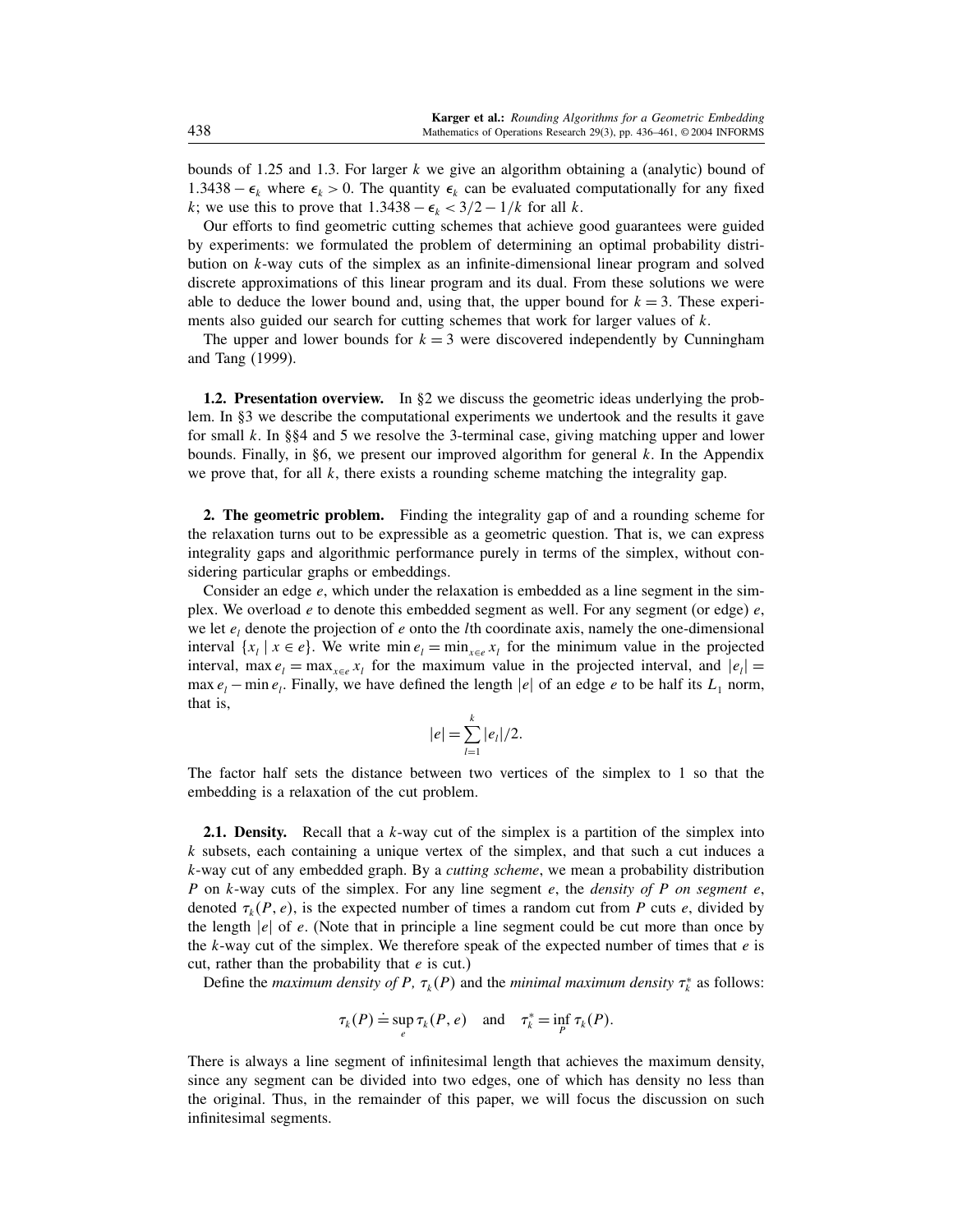bounds of 1.25 and 1.3. For larger $k$ we give an algorithm obtaining a (analytic) bound of $1.3438 - \epsilon_k$ where $\epsilon_k > 0$. The quantity $\epsilon_k$ can be evaluated computationally for any fixed $k$; we use this to prove that $1.3438 - \epsilon_k < 3/2 - 1/k$ for all $k$.

Our efforts to find geometric cutting schemes that achieve good guarantees were guided by experiments: we formulated the problem of determining an optimal probability distribution on $k$-way cuts of the simplex as an infinite-dimensional linear program and solved discrete approximations of this linear program and its dual. From these solutions we were able to deduce the lower bound and, using that, the upper bound for $k = 3$. These experiments also guided our search for cutting schemes that work for larger values of $k$.

The upper and lower bounds for $k = 3$ were discovered independently by Cunningham and Tang (1999).

**1.2. Presentation overview.** In §2 we discuss the geometric ideas underlying the problem. In §3 we describe the computational experiments we undertook and the results it gave for small $k$. In §§4 and 5 we resolve the 3-terminal case, giving matching upper and lower bounds. Finally, in §6, we present our improved algorithm for general $k$. In the Appendix we prove that, for all $k$, there exists a rounding scheme matching the integrality gap.

## 2. The geometric problem.

Finding the integrality gap of and a rounding scheme for the relaxation turns out to be expressible as a geometric question. That is, we can express integrality gaps and algorithmic performance purely in terms of the simplex, without considering particular graphs or embeddings.

Consider an edge $e$, which under the relaxation is embedded as a line segment in the simplex. We overload $e$ to denote this embedded segment as well. For any segment (or edge) $e$, we let $e_l$ denote the projection of $e$ onto the $l$th coordinate axis, namely the one-dimensional interval $\{x_l \mid x \in e\}$. We write $\min e_l = \min_{x \in e} x_l$ for the minimum value in the projected interval, $\max e_l = \max_{x \in e} x_l$ for the maximum value in the projected interval, and $|e_l| = \max e_l - \min e_l$. Finally, we have defined the length $|e|$ of an edge $e$ to be half its $L_1$ norm, that is,

$$|e| = \sum_{l=1}^{k} |e_l|/2.$$

The factor half sets the distance between two vertices of the simplex to 1 so that the embedding is a relaxation of the cut problem.

**2.1. Density.** Recall that a $k$-way cut of the simplex is a partition of the simplex into $k$ subsets, each containing a unique vertex of the simplex, and that such a cut induces a $k$-way cut of any embedded graph. By a *cutting scheme*, we mean a probability distribution $P$ on $k$-way cuts of the simplex. For any line segment $e$, the *density of $P$ on segment $e$*, denoted $\tau_k(P, e)$, is the expected number of times a random cut from $P$ cuts $e$, divided by the length $|e|$ of $e$. (Note that in principle a line segment could be cut more than once by the $k$-way cut of the simplex. We therefore speak of the expected number of times that $e$ is cut, rather than the probability that $e$ is cut.)

Define the *maximum density of $P$, $\tau_k(P)$* and the *minimal maximum density* $\tau_k^*$ as follows:

$$\tau_k(P) \doteq \sup_e \tau_k(P, e) \quad \text{and} \quad \tau_k^* = \inf_P \tau_k(P).$$

There is always a line segment of infinitesimal length that achieves the maximum density, since any segment can be divided into two edges, one of which has density no less than the original. Thus, in the remainder of this paper, we will focus the discussion on such infinitesimal segments.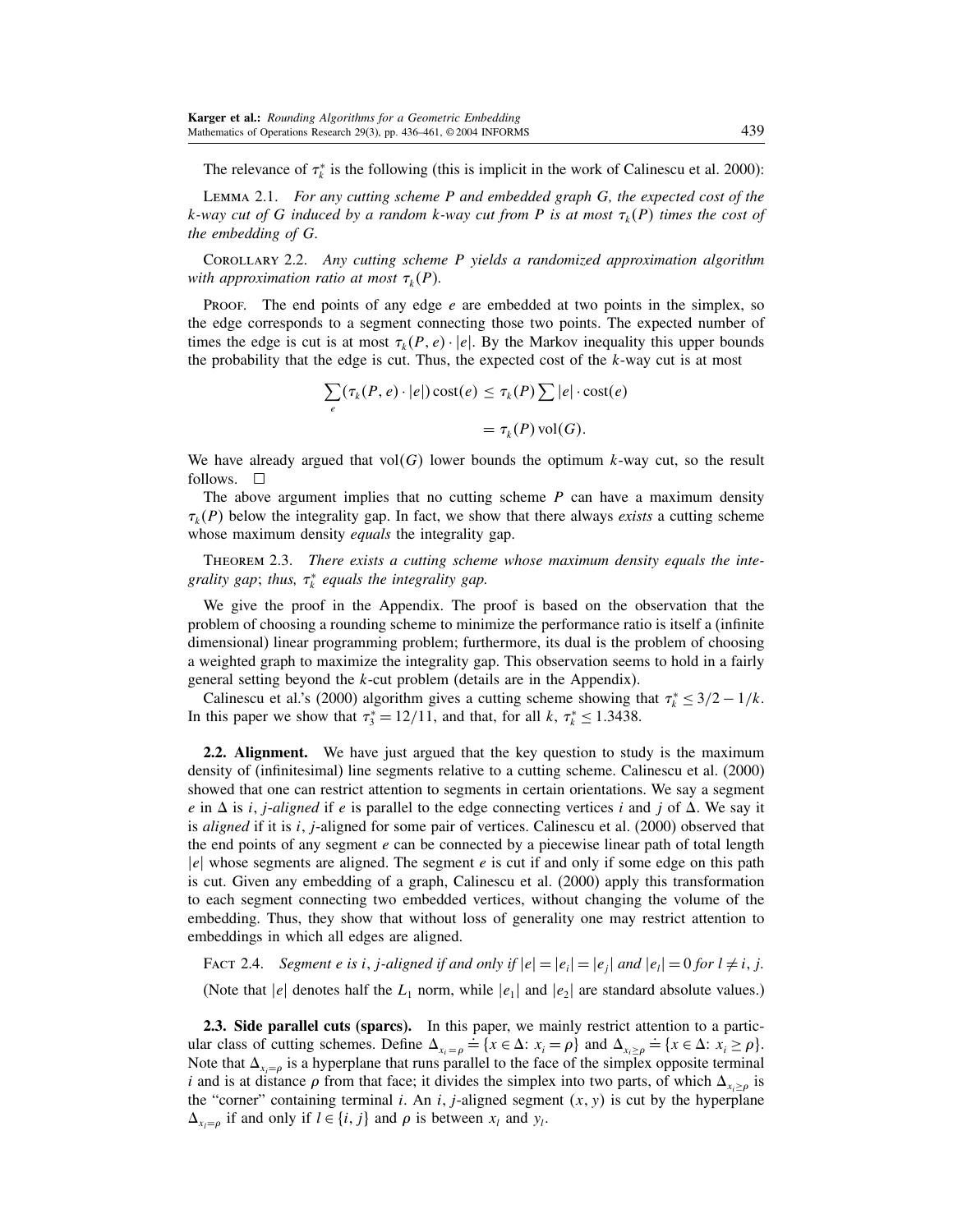The relevance of $\tau_k^*$ is the following (this is implicit in the work of Calinescu et al. 2000):

LEMMA 2.1. *For any cutting scheme $P$ and embedded graph $G$, the expected cost of the $k$-way cut of $G$ induced by a random $k$-way cut from $P$ is at most $\tau_k(P)$ times the cost of the embedding of $G$.*

COROLLARY 2.2. *Any cutting scheme $P$ yields a randomized approximation algorithm with approximation ratio at most $\tau_k(P)$.*

PROOF. The end points of any edge $e$ are embedded at two points in the simplex, so the edge corresponds to a segment connecting those two points. The expected number of times the edge is cut is at most $\tau_k(P, e) \cdot |e|$. By the Markov inequality this upper bounds the probability that the edge is cut. Thus, the expected cost of the $k$-way cut is at most

$$\sum_e (\tau_k(P, e) \cdot |e|) \operatorname{cost}(e) \le \tau_k(P) \sum |e| \cdot \operatorname{cost}(e)$$

$$= \tau_k(P) \operatorname{vol}(G).$$

We have already argued that $\operatorname{vol}(G)$ lower bounds the optimum $k$-way cut, so the result follows. $\square$

The above argument implies that no cutting scheme $P$ can have a maximum density $\tau_k(P)$ below the integrality gap. In fact, we show that there always *exists* a cutting scheme whose maximum density *equals* the integrality gap.

THEOREM 2.3. *There exists a cutting scheme whose maximum density equals the integrality gap; thus, $\tau_k^*$ equals the integrality gap.*

We give the proof in the Appendix. The proof is based on the observation that the problem of choosing a rounding scheme to minimize the performance ratio is itself a (infinite dimensional) linear programming problem; furthermore, its dual is the problem of choosing a weighted graph to maximize the integrality gap. This observation seems to hold in a fairly general setting beyond the $k$-cut problem (details are in the Appendix).

Calinescu et al.'s (2000) algorithm gives a cutting scheme showing that $\tau_k^* \le 3/2 - 1/k$. In this paper we show that $\tau_3^* = 12/11$, and that, for all $k$, $\tau_k^* \le 1.3438$.

**2.2. Alignment.** We have just argued that the key question to study is the maximum density of (infinitesimal) line segments relative to a cutting scheme. Calinescu et al. (2000) showed that one can restrict attention to segments in certain orientations. We say a segment $e$ in $\Delta$ is $i, j$-*aligned* if $e$ is parallel to the edge connecting vertices $i$ and $j$ of $\Delta$. We say it is *aligned* if it is $i, j$-aligned for some pair of vertices. Calinescu et al. (2000) observed that the end points of any segment $e$ can be connected by a piecewise linear path of total length $|e|$ whose segments are aligned. The segment $e$ is cut if and only if some edge on this path is cut. Given any embedding of a graph, Calinescu et al. (2000) apply this transformation to each segment connecting two embedded vertices, without changing the volume of the embedding. Thus, they show that without loss of generality one may restrict attention to embeddings in which all edges are aligned.

FACT 2.4. *Segment $e$ is $i, j$-aligned if and only if $|e| = |e_i| = |e_j|$ and $|e_l| = 0$ for $l \ne i, j$.*

(Note that $|e|$ denotes half the $L_1$ norm, while $|e_1|$ and $|e_2|$ are standard absolute values.)

**2.3. Side parallel cuts (sparcs).** In this paper, we mainly restrict attention to a particular class of cutting schemes. Define $\Delta_{x_i=\rho} \doteq \{x \in \Delta\colon x_i = \rho\}$ and $\Delta_{x_i \ge \rho} \doteq \{x \in \Delta\colon x_i \ge \rho\}$. Note that $\Delta_{x_i=\rho}$ is a hyperplane that runs parallel to the face of the simplex opposite terminal $i$ and is at distance $\rho$ from that face; it divides the simplex into two parts, of which $\Delta_{x_i \ge \rho}$ is the "corner" containing terminal $i$. An $i, j$-aligned segment $(x, y)$ is cut by the hyperplane $\Delta_{x_l=\rho}$ if and only if $l \in \{i, j\}$ and $\rho$ is between $x_l$ and $y_l$.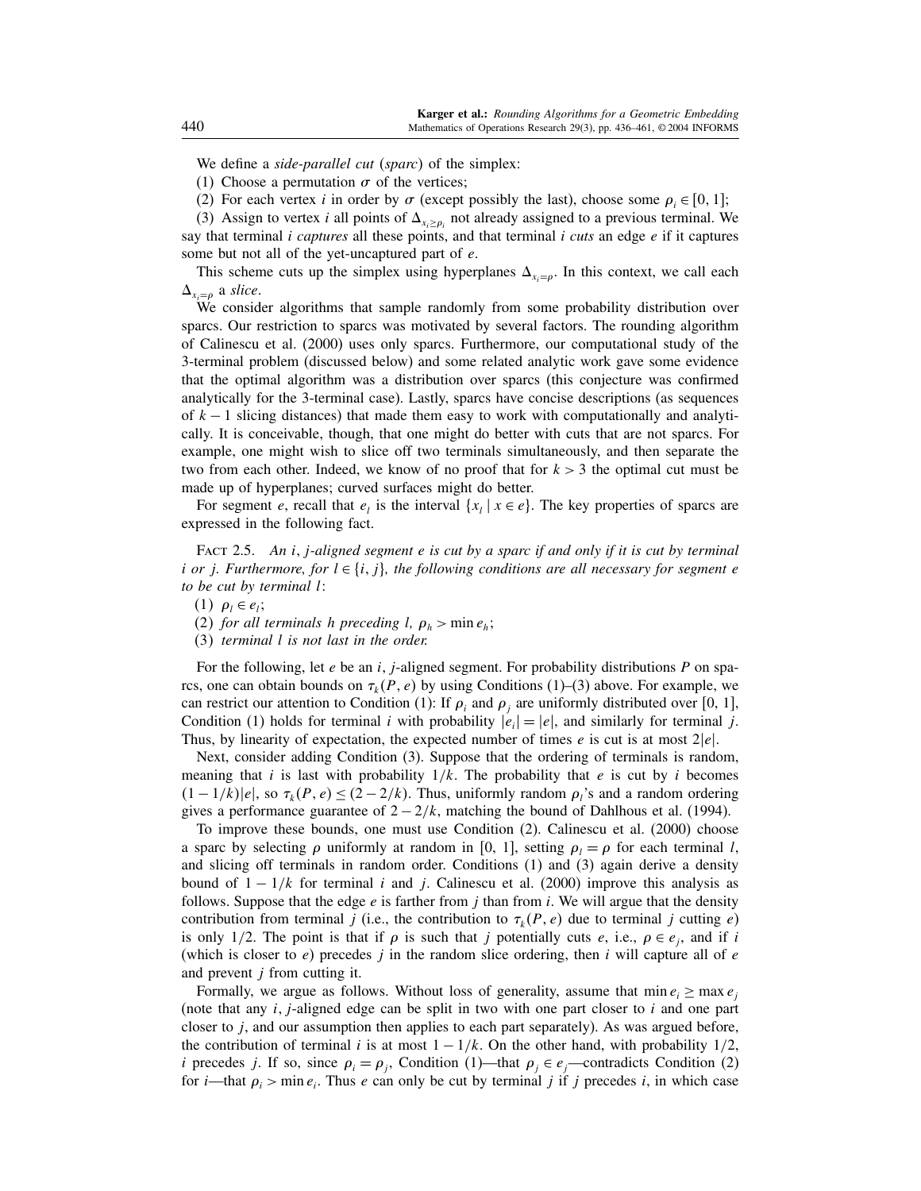We define a *side-parallel cut* (*sparc*) of the simplex:

(1) Choose a permutation $\sigma$ of the vertices;

(2) For each vertex $i$ in order by $\sigma$ (except possibly the last), choose some $\rho_i \in [0, 1]$;

(3) Assign to vertex $i$ all points of $\Delta_{x_i \geq \rho_i}$ not already assigned to a previous terminal. We say that terminal $i$ *captures* all these points, and that terminal $i$ *cuts* an edge $e$ if it captures some but not all of the yet-uncaptured part of $e$.

This scheme cuts up the simplex using hyperplanes $\Delta_{x_i = \rho}$. In this context, we call each $\Delta_{x_i = \rho}$ a *slice*.

We consider algorithms that sample randomly from some probability distribution over sparcs. Our restriction to sparcs was motivated by several factors. The rounding algorithm of Calinescu et al. (2000) uses only sparcs. Furthermore, our computational study of the 3-terminal problem (discussed below) and some related analytic work gave some evidence that the optimal algorithm was a distribution over sparcs (this conjecture was confirmed analytically for the 3-terminal case). Lastly, sparcs have concise descriptions (as sequences of $k-1$ slicing distances) that made them easy to work with computationally and analytically. It is conceivable, though, that one might do better with cuts that are not sparcs. For example, one might wish to slice off two terminals simultaneously, and then separate the two from each other. Indeed, we know of no proof that for $k > 3$ the optimal cut must be made up of hyperplanes; curved surfaces might do better.

For segment $e$, recall that $e_l$ is the interval $\{x_l \mid x \in e\}$. The key properties of sparcs are expressed in the following fact.

Fact 2.5. *An $i, j$-aligned segment $e$ is cut by a sparc if and only if it is cut by terminal $i$ or $j$. Furthermore, for $l \in \{i, j\}$, the following conditions are all necessary for segment $e$ to be cut by terminal $l$:*

(1) $\rho_l \in e_l$;

(2) *for all terminals $h$ preceding $l$, $\rho_h > \min e_h$;*

(3) *terminal $l$ is not last in the order.*

For the following, let $e$ be an $i, j$-aligned segment. For probability distributions $P$ on sparcs, one can obtain bounds on $\tau_k(P, e)$ by using Conditions (1)–(3) above. For example, we can restrict our attention to Condition (1): If $\rho_i$ and $\rho_j$ are uniformly distributed over $[0, 1]$, Condition (1) holds for terminal $i$ with probability $|e_i| = |e|$, and similarly for terminal $j$. Thus, by linearity of expectation, the expected number of times $e$ is cut is at most $2|e|$.

Next, consider adding Condition (3). Suppose that the ordering of terminals is random, meaning that $i$ is last with probability $1/k$. The probability that $e$ is cut by $i$ becomes $(1-1/k)|e|$, so $\tau_k(P, e) \leq (2-2/k)$. Thus, uniformly random $\rho_l$'s and a random ordering gives a performance guarantee of $2-2/k$, matching the bound of Dahlhous et al. (1994).

To improve these bounds, one must use Condition (2). Calinescu et al. (2000) choose a sparc by selecting $\rho$ uniformly at random in $[0, 1]$, setting $\rho_l = \rho$ for each terminal $l$, and slicing off terminals in random order. Conditions (1) and (3) again derive a density bound of $1 - 1/k$ for terminal $i$ and $j$. Calinescu et al. (2000) improve this analysis as follows. Suppose that the edge $e$ is farther from $j$ than from $i$. We will argue that the density contribution from terminal $j$ (i.e., the contribution to $\tau_k(P, e)$ due to terminal $j$ cutting $e$) is only $1/2$. The point is that if $\rho$ is such that $j$ potentially cuts $e$, i.e., $\rho \in e_j$, and if $i$ (which is closer to $e$) precedes $j$ in the random slice ordering, then $i$ will capture all of $e$ and prevent $j$ from cutting it.

Formally, we argue as follows. Without loss of generality, assume that $\min e_i \geq \max e_j$ (note that any $i, j$-aligned edge can be split in two with one part closer to $i$ and one part closer to $j$, and our assumption then applies to each part separately). As was argued before, the contribution of terminal $i$ is at most $1 - 1/k$. On the other hand, with probability $1/2$, $i$ precedes $j$. If so, since $\rho_i = \rho_j$, Condition (1)—that $\rho_j \in e_j$—contradicts Condition (2) for $i$—that $\rho_i > \min e_i$. Thus $e$ can only be cut by terminal $j$ if $j$ precedes $i$, in which case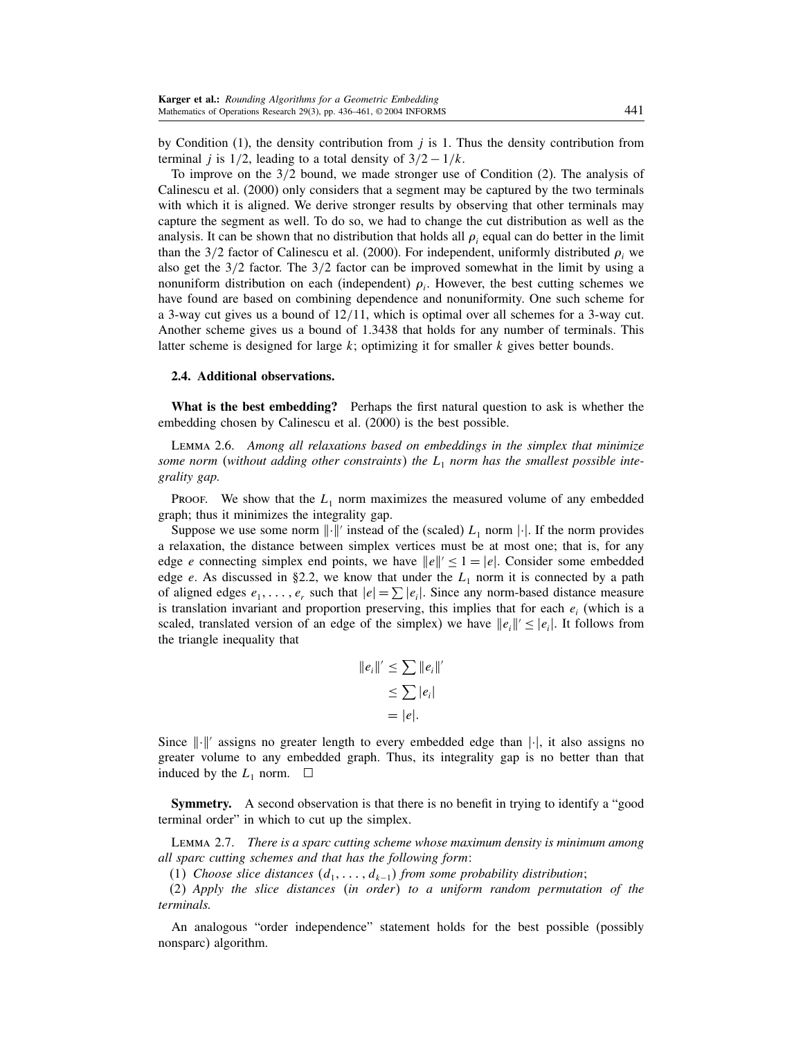by Condition (1), the density contribution from $j$ is 1. Thus the density contribution from terminal $j$ is $1/2$, leading to a total density of $3/2 - 1/k$.

To improve on the $3/2$ bound, we made stronger use of Condition (2). The analysis of Calinescu et al. (2000) only considers that a segment may be captured by the two terminals with which it is aligned. We derive stronger results by observing that other terminals may capture the segment as well. To do so, we had to change the cut distribution as well as the analysis. It can be shown that no distribution that holds all $\rho_i$ equal can do better in the limit than the $3/2$ factor of Calinescu et al. (2000). For independent, uniformly distributed $\rho_i$ we also get the $3/2$ factor. The $3/2$ factor can be improved somewhat in the limit by using a nonuniform distribution on each (independent) $\rho_i$. However, the best cutting schemes we have found are based on combining dependence and nonuniformity. One such scheme for a 3-way cut gives us a bound of $12/11$, which is optimal over all schemes for a 3-way cut. Another scheme gives us a bound of 1.3438 that holds for any number of terminals. This latter scheme is designed for large $k$; optimizing it for smaller $k$ gives better bounds.

### 2.4. Additional observations.

**What is the best embedding?** Perhaps the first natural question to ask is whether the embedding chosen by Calinescu et al. (2000) is the best possible.

LEMMA 2.6. *Among all relaxations based on embeddings in the simplex that minimize some norm (without adding other constraints) the $L_1$ norm has the smallest possible integrality gap.*

PROOF. We show that the $L_1$ norm maximizes the measured volume of any embedded graph; thus it minimizes the integrality gap.

Suppose we use some norm $\|\cdot\|'$ instead of the (scaled) $L_1$ norm $|\cdot|$. If the norm provides a relaxation, the distance between simplex vertices must be at most one; that is, for any edge $e$ connecting simplex end points, we have $\|e\|' \leq 1 = |e|$. Consider some embedded edge $e$. As discussed in §2.2, we know that under the $L_1$ norm it is connected by a path of aligned edges $e_1, \ldots, e_r$ such that $|e| = \sum |e_i|$. Since any norm-based distance measure is translation invariant and proportion preserving, this implies that for each $e_i$ (which is a scaled, translated version of an edge of the simplex) we have $\|e_i\|' \leq |e_i|$. It follows from the triangle inequality that

$$
\begin{aligned}
\|e_i\|' &\leq \sum \|e_i\|' \\
&\leq \sum |e_i| \\
&= |e|.
\end{aligned}
$$

Since $\|\cdot\|'$ assigns no greater length to every embedded edge than $|\cdot|$, it also assigns no greater volume to any embedded graph. Thus, its integrality gap is no better than that induced by the $L_1$ norm. □

**Symmetry.** A second observation is that there is no benefit in trying to identify a "good terminal order" in which to cut up the simplex.

LEMMA 2.7. *There is a sparc cutting scheme whose maximum density is minimum among all sparc cutting schemes and that has the following form*:

(1) *Choose slice distances $(d_1, \ldots, d_{k-1})$ from some probability distribution*;

(2) *Apply the slice distances (in order) to a uniform random permutation of the terminals.*

An analogous "order independence" statement holds for the best possible (possibly nonsparc) algorithm.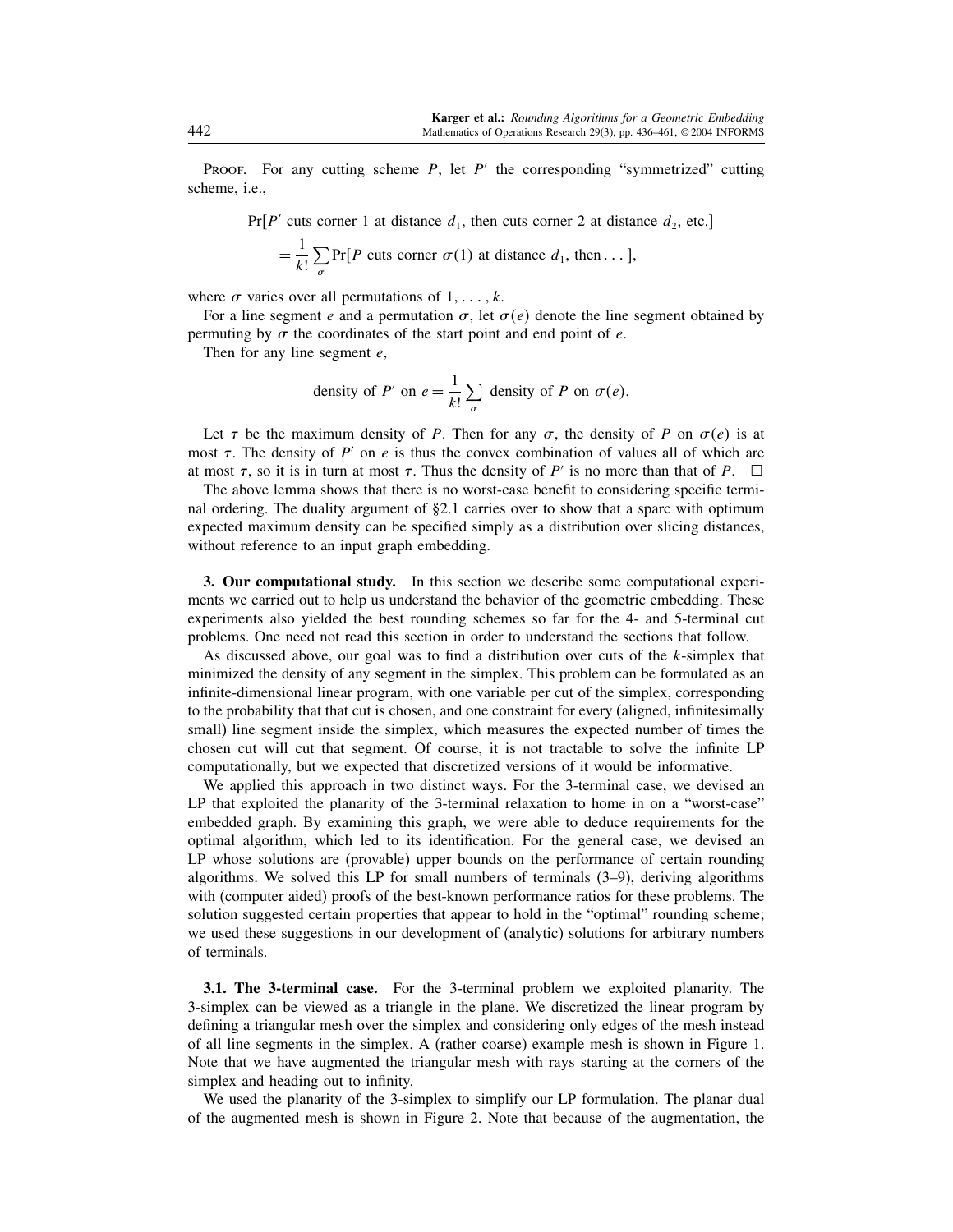Proof. For any cutting scheme $P$, let $P'$ the corresponding "symmetrized" cutting scheme, i.e.,

$$\Pr[P' \text{ cuts corner 1 at distance } d_1, \text{ then cuts corner 2 at distance } d_2, \text{ etc.}]$$
$$= \frac{1}{k!}\sum_{\sigma} \Pr[P \text{ cuts corner } \sigma(1) \text{ at distance } d_1, \text{ then} \ldots],$$

where $\sigma$ varies over all permutations of $1, \ldots, k$.

For a line segment $e$ and a permutation $\sigma$, let $\sigma(e)$ denote the line segment obtained by permuting by $\sigma$ the coordinates of the start point and end point of $e$.

Then for any line segment $e$,

$$\text{density of } P' \text{ on } e = \frac{1}{k!}\sum_{\sigma} \text{ density of } P \text{ on } \sigma(e).$$

Let $\tau$ be the maximum density of $P$. Then for any $\sigma$, the density of $P$ on $\sigma(e)$ is at most $\tau$. The density of $P'$ on $e$ is thus the convex combination of values all of which are at most $\tau$, so it is in turn at most $\tau$. Thus the density of $P'$ is no more than that of $P$. $\square$

The above lemma shows that there is no worst-case benefit to considering specific terminal ordering. The duality argument of §2.1 carries over to show that a sparc with optimum expected maximum density can be specified simply as a distribution over slicing distances, without reference to an input graph embedding.

## 3. Our computational study.

In this section we describe some computational experiments we carried out to help us understand the behavior of the geometric embedding. These experiments also yielded the best rounding schemes so far for the 4- and 5-terminal cut problems. One need not read this section in order to understand the sections that follow.

As discussed above, our goal was to find a distribution over cuts of the $k$-simplex that minimized the density of any segment in the simplex. This problem can be formulated as an infinite-dimensional linear program, with one variable per cut of the simplex, corresponding to the probability that that cut is chosen, and one constraint for every (aligned, infinitesimally small) line segment inside the simplex, which measures the expected number of times the chosen cut will cut that segment. Of course, it is not tractable to solve the infinite LP computationally, but we expected that discretized versions of it would be informative.

We applied this approach in two distinct ways. For the 3-terminal case, we devised an LP that exploited the planarity of the 3-terminal relaxation to home in on a "worst-case" embedded graph. By examining this graph, we were able to deduce requirements for the optimal algorithm, which led to its identification. For the general case, we devised an LP whose solutions are (provable) upper bounds on the performance of certain rounding algorithms. We solved this LP for small numbers of terminals (3–9), deriving algorithms with (computer aided) proofs of the best-known performance ratios for these problems. The solution suggested certain properties that appear to hold in the "optimal" rounding scheme; we used these suggestions in our development of (analytic) solutions for arbitrary numbers of terminals.

### 3.1. The 3-terminal case.

For the 3-terminal problem we exploited planarity. The 3-simplex can be viewed as a triangle in the plane. We discretized the linear program by defining a triangular mesh over the simplex and considering only edges of the mesh instead of all line segments in the simplex. A (rather coarse) example mesh is shown in Figure 1. Note that we have augmented the triangular mesh with rays starting at the corners of the simplex and heading out to infinity.

We used the planarity of the 3-simplex to simplify our LP formulation. The planar dual of the augmented mesh is shown in Figure 2. Note that because of the augmentation, the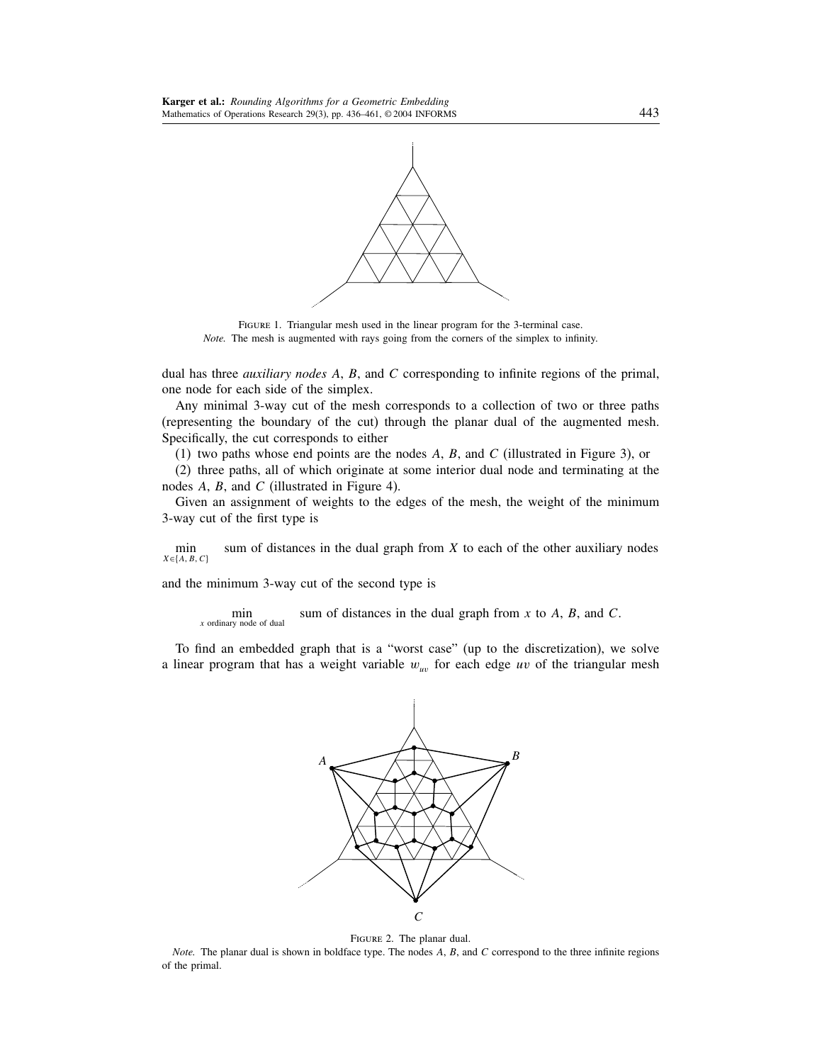FIGURE 1. Triangular mesh used in the linear program for the 3-terminal case.
*Note.* The mesh is augmented with rays going from the corners of the simplex to infinity.

dual has three *auxiliary nodes* $A$, $B$, and $C$ corresponding to infinite regions of the primal, one node for each side of the simplex.

Any minimal 3-way cut of the mesh corresponds to a collection of two or three paths (representing the boundary of the cut) through the planar dual of the augmented mesh. Specifically, the cut corresponds to either

(1) two paths whose end points are the nodes $A$, $B$, and $C$ (illustrated in Figure 3), or

(2) three paths, all of which originate at some interior dual node and terminating at the nodes $A$, $B$, and $C$ (illustrated in Figure 4).

Given an assignment of weights to the edges of the mesh, the weight of the minimum 3-way cut of the first type is

$$\min_{X \in \{A, B, C\}} \quad \text{sum of distances in the dual graph from } X \text{ to each of the other auxiliary nodes}$$

and the minimum 3-way cut of the second type is

$$\min_{x \text{ ordinary node of dual}} \quad \text{sum of distances in the dual graph from } x \text{ to } A, B, \text{ and } C.$$

To find an embedded graph that is a "worst case" (up to the discretization), we solve a linear program that has a weight variable $w_{uv}$ for each edge $uv$ of the triangular mesh

FIGURE 2. The planar dual.
*Note.* The planar dual is shown in boldface type. The nodes $A$, $B$, and $C$ correspond to the three infinite regions of the primal.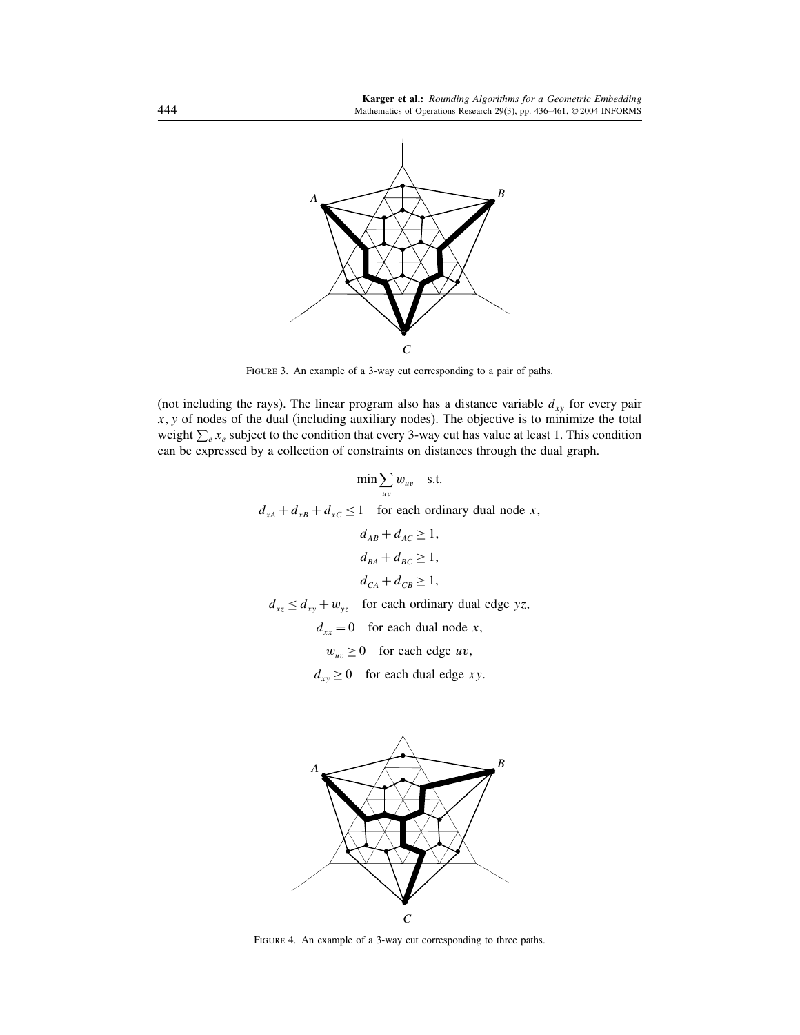FIGURE 3. An example of a 3-way cut corresponding to a pair of paths.

(not including the rays). The linear program also has a distance variable $d_{xy}$ for every pair $x$, $y$ of nodes of the dual (including auxiliary nodes). The objective is to minimize the total weight $\sum_e x_e$ subject to the condition that every 3-way cut has value at least 1. This condition can be expressed by a collection of constraints on distances through the dual graph.

$$\min \sum_{uv} w_{uv} \quad \text{s.t.}$$

$$d_{xA} + d_{xB} + d_{xC} \leq 1 \quad \text{for each ordinary dual node } x,$$

$$d_{AB} + d_{AC} \geq 1,$$

$$d_{BA} + d_{BC} \geq 1,$$

$$d_{CA} + d_{CB} \geq 1,$$

$$d_{xz} \leq d_{xy} + w_{yz} \quad \text{for each ordinary dual edge } yz,$$

$$d_{xx} = 0 \quad \text{for each dual node } x,$$

$$w_{uv} \geq 0 \quad \text{for each edge } uv,$$

$$d_{xy} \geq 0 \quad \text{for each dual edge } xy.$$

FIGURE 4. An example of a 3-way cut corresponding to three paths.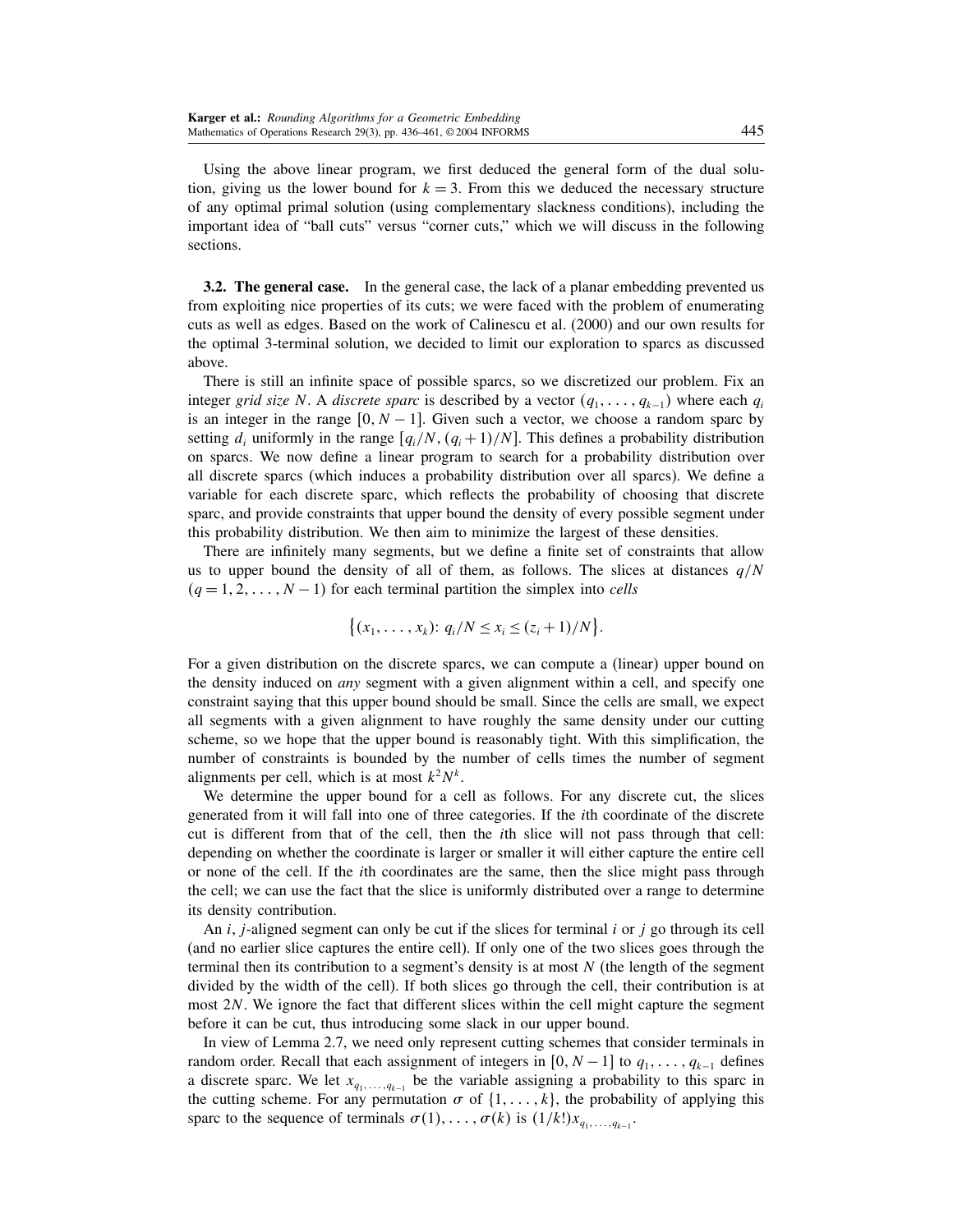Using the above linear program, we first deduced the general form of the dual solution, giving us the lower bound for $k = 3$. From this we deduced the necessary structure of any optimal primal solution (using complementary slackness conditions), including the important idea of "ball cuts" versus "corner cuts," which we will discuss in the following sections.

**3.2. The general case.** In the general case, the lack of a planar embedding prevented us from exploiting nice properties of its cuts; we were faced with the problem of enumerating cuts as well as edges. Based on the work of Calinescu et al. (2000) and our own results for the optimal 3-terminal solution, we decided to limit our exploration to sparcs as discussed above.

There is still an infinite space of possible sparcs, so we discretized our problem. Fix an integer *grid size* $N$. A *discrete sparc* is described by a vector $(q_1, \ldots, q_{k-1})$ where each $q_i$ is an integer in the range $[0, N-1]$. Given such a vector, we choose a random sparc by setting $d_i$ uniformly in the range $[q_i/N, (q_i+1)/N]$. This defines a probability distribution on sparcs. We now define a linear program to search for a probability distribution over all discrete sparcs (which induces a probability distribution over all sparcs). We define a variable for each discrete sparc, which reflects the probability of choosing that discrete sparc, and provide constraints that upper bound the density of every possible segment under this probability distribution. We then aim to minimize the largest of these densities.

There are infinitely many segments, but we define a finite set of constraints that allow us to upper bound the density of all of them, as follows. The slices at distances $q/N$ $(q = 1, 2, \ldots, N-1)$ for each terminal partition the simplex into *cells*

$$\{(x_1, \ldots, x_k)\colon q_i/N \le x_i \le (z_i+1)/N\}.$$

For a given distribution on the discrete sparcs, we can compute a (linear) upper bound on the density induced on *any* segment with a given alignment within a cell, and specify one constraint saying that this upper bound should be small. Since the cells are small, we expect all segments with a given alignment to have roughly the same density under our cutting scheme, so we hope that the upper bound is reasonably tight. With this simplification, the number of constraints is bounded by the number of cells times the number of segment alignments per cell, which is at most $k^2 N^k$.

We determine the upper bound for a cell as follows. For any discrete cut, the slices generated from it will fall into one of three categories. If the $i$th coordinate of the discrete cut is different from that of the cell, then the $i$th slice will not pass through that cell: depending on whether the coordinate is larger or smaller it will either capture the entire cell or none of the cell. If the $i$th coordinates are the same, then the slice might pass through the cell; we can use the fact that the slice is uniformly distributed over a range to determine its density contribution.

An $i, j$-aligned segment can only be cut if the slices for terminal $i$ or $j$ go through its cell (and no earlier slice captures the entire cell). If only one of the two slices goes through the terminal then its contribution to a segment's density is at most $N$ (the length of the segment divided by the width of the cell). If both slices go through the cell, their contribution is at most $2N$. We ignore the fact that different slices within the cell might capture the segment before it can be cut, thus introducing some slack in our upper bound.

In view of Lemma 2.7, we need only represent cutting schemes that consider terminals in random order. Recall that each assignment of integers in $[0, N-1]$ to $q_1, \ldots, q_{k-1}$ defines a discrete sparc. We let $x_{q_1, \ldots, q_{k-1}}$ be the variable assigning a probability to this sparc in the cutting scheme. For any permutation $\sigma$ of $\{1, \ldots, k\}$, the probability of applying this sparc to the sequence of terminals $\sigma(1), \ldots, \sigma(k)$ is $(1/k!)x_{q_1, \ldots, q_{k-1}}$.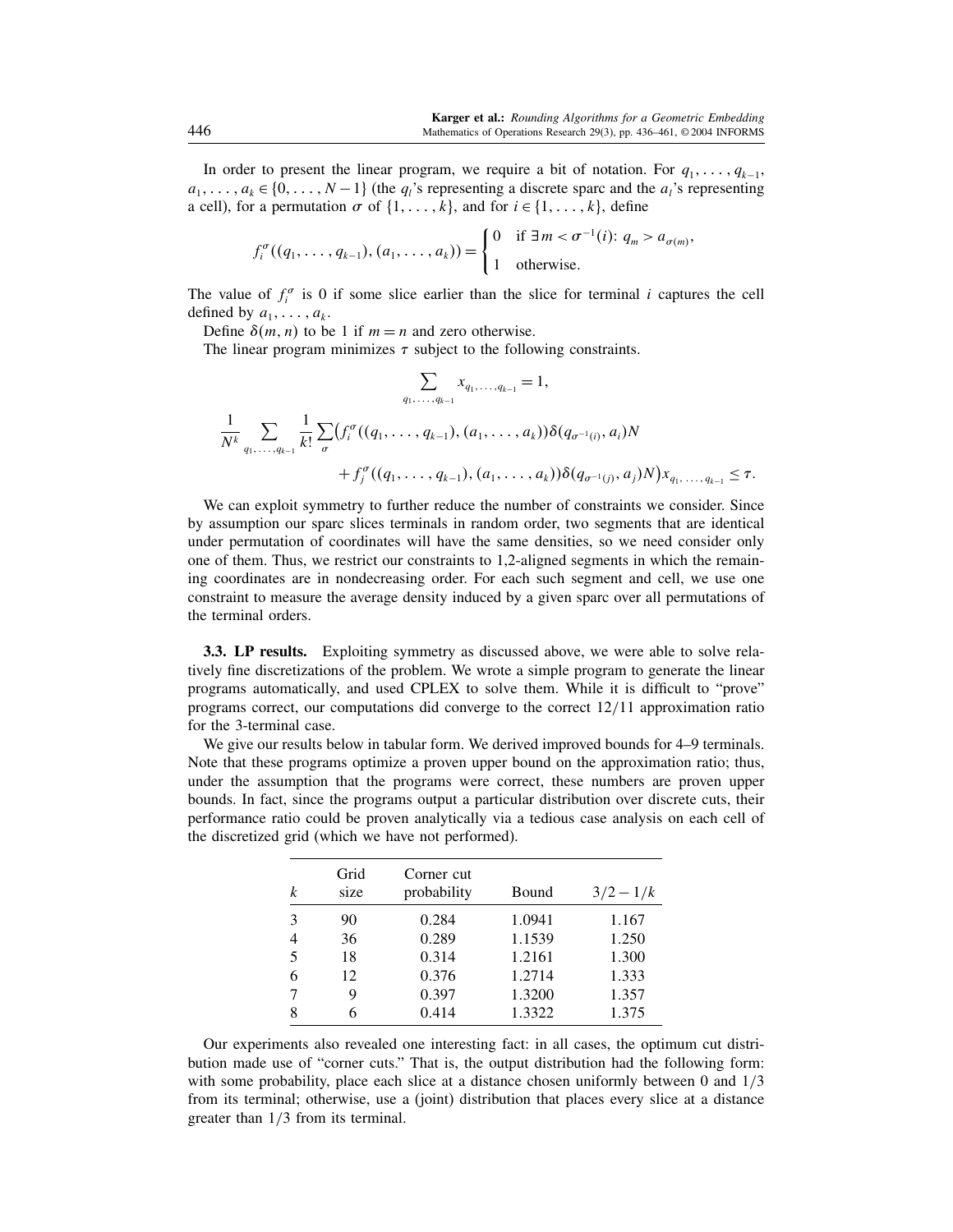In order to present the linear program, we require a bit of notation. For $q_1, \ldots, q_{k-1}$, $a_1, \ldots, a_k \in \{0, \ldots, N-1\}$ (the $q_l$'s representing a discrete sparc and the $a_l$'s representing a cell), for a permutation $\sigma$ of $\{1, \ldots, k\}$, and for $i \in \{1, \ldots, k\}$, define

$$f_i^{\sigma}((q_1, \ldots, q_{k-1}), (a_1, \ldots, a_k)) = \begin{cases} 0 & \text{if } \exists\, m < \sigma^{-1}(i)\colon q_m > a_{\sigma(m)}, \\ 1 & \text{otherwise.} \end{cases}$$

The value of $f_i^{\sigma}$ is 0 if some slice earlier than the slice for terminal $i$ captures the cell defined by $a_1, \ldots, a_k$.

Define $\delta(m, n)$ to be 1 if $m = n$ and zero otherwise.

The linear program minimizes $\tau$ subject to the following constraints.

$$\sum_{q_1, \ldots, q_{k-1}} x_{q_1, \ldots, q_{k-1}} = 1,$$

$$\frac{1}{N^k} \sum_{q_1, \ldots, q_{k-1}} \frac{1}{k!} \sum_{\sigma} \big( f_i^{\sigma}((q_1, \ldots, q_{k-1}), (a_1, \ldots, a_k)) \delta(q_{\sigma^{-1}(i)}, a_i) N + f_j^{\sigma}((q_1, \ldots, q_{k-1}), (a_1, \ldots, a_k)) \delta(q_{\sigma^{-1}(j)}, a_j) N \big) x_{q_1, \ldots, q_{k-1}} \leq \tau.$$

We can exploit symmetry to further reduce the number of constraints we consider. Since by assumption our sparc slices terminals in random order, two segments that are identical under permutation of coordinates will have the same densities, so we need consider only one of them. Thus, we restrict our constraints to 1,2-aligned segments in which the remaining coordinates are in nondecreasing order. For each such segment and cell, we use one constraint to measure the average density induced by a given sparc over all permutations of the terminal orders.

**3.3. LP results.** Exploiting symmetry as discussed above, we were able to solve relatively fine discretizations of the problem. We wrote a simple program to generate the linear programs automatically, and used CPLEX to solve them. While it is difficult to "prove" programs correct, our computations did converge to the correct 12/11 approximation ratio for the 3-terminal case.

We give our results below in tabular form. We derived improved bounds for 4–9 terminals. Note that these programs optimize a proven upper bound on the approximation ratio; thus, under the assumption that the programs were correct, these numbers are proven upper bounds. In fact, since the programs output a particular distribution over discrete cuts, their performance ratio could be proven analytically via a tedious case analysis on each cell of the discretized grid (which we have not performed).

| $k$ | Grid size | Corner cut probability | Bound | $3/2 - 1/k$ |
|---|---|---|---|---|
| 3 | 90 | 0.284 | 1.0941 | 1.167 |
| 4 | 36 | 0.289 | 1.1539 | 1.250 |
| 5 | 18 | 0.314 | 1.2161 | 1.300 |
| 6 | 12 | 0.376 | 1.2714 | 1.333 |
| 7 | 9 | 0.397 | 1.3200 | 1.357 |
| 8 | 6 | 0.414 | 1.3322 | 1.375 |

Our experiments also revealed one interesting fact: in all cases, the optimum cut distribution made use of "corner cuts." That is, the output distribution had the following form: with some probability, place each slice at a distance chosen uniformly between 0 and 1/3 from its terminal; otherwise, use a (joint) distribution that places every slice at a distance greater than 1/3 from its terminal.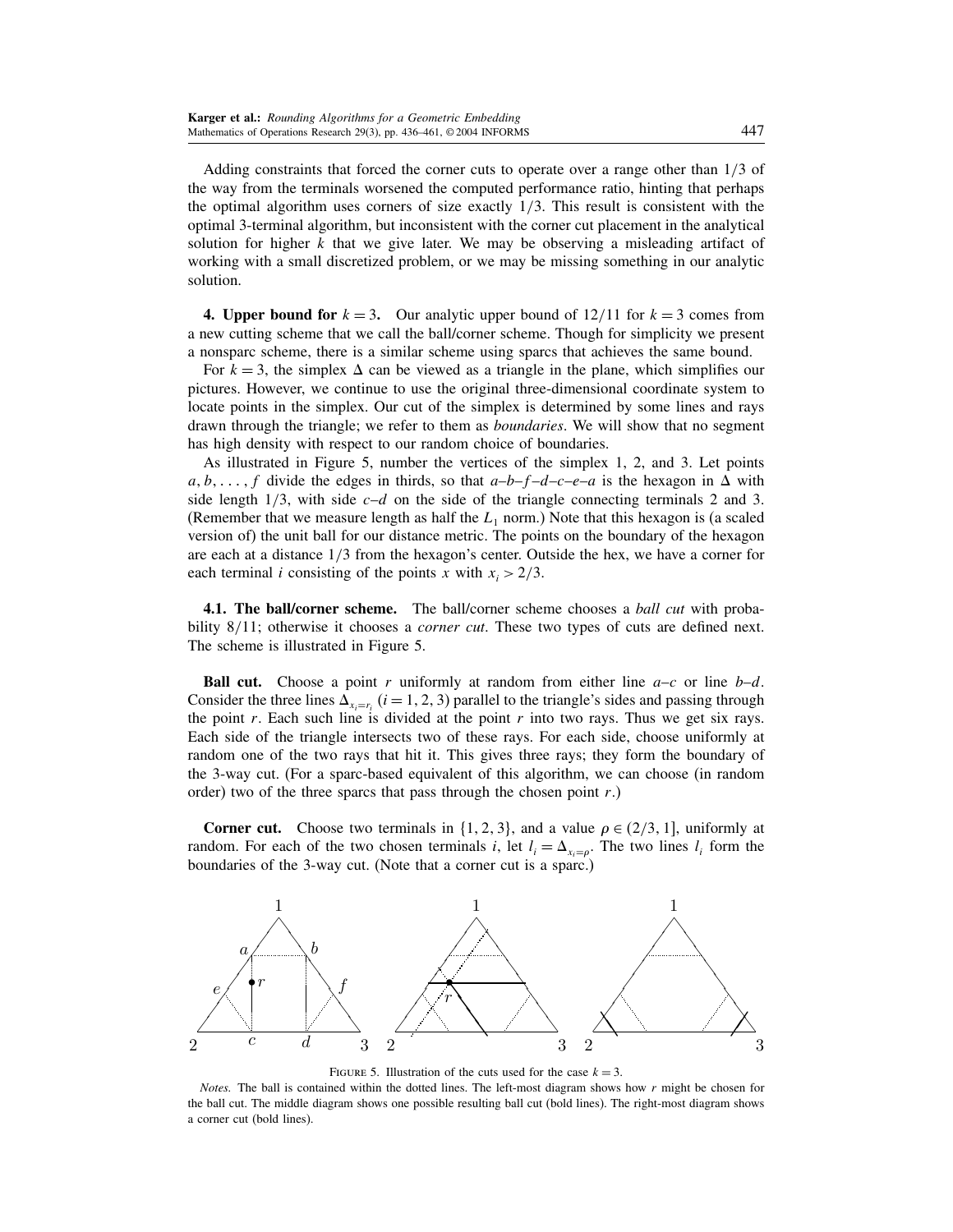Adding constraints that forced the corner cuts to operate over a range other than $1/3$ of the way from the terminals worsened the computed performance ratio, hinting that perhaps the optimal algorithm uses corners of size exactly $1/3$. This result is consistent with the optimal 3-terminal algorithm, but inconsistent with the corner cut placement in the analytical solution for higher $k$ that we give later. We may be observing a misleading artifact of working with a small discretized problem, or we may be missing something in our analytic solution.

## 4. Upper bound for $k = 3$.

Our analytic upper bound of $12/11$ for $k = 3$ comes from a new cutting scheme that we call the ball/corner scheme. Though for simplicity we present a nonsparc scheme, there is a similar scheme using sparcs that achieves the same bound.

For $k = 3$, the simplex $\Delta$ can be viewed as a triangle in the plane, which simplifies our pictures. However, we continue to use the original three-dimensional coordinate system to locate points in the simplex. Our cut of the simplex is determined by some lines and rays drawn through the triangle; we refer to them as *boundaries*. We will show that no segment has high density with respect to our random choice of boundaries.

As illustrated in Figure 5, number the vertices of the simplex 1, 2, and 3. Let points $a, b, \ldots, f$ divide the edges in thirds, so that $a$–$b$–$f$–$d$–$c$–$e$–$a$ is the hexagon in $\Delta$ with side length $1/3$, with side $c$–$d$ on the side of the triangle connecting terminals 2 and 3. (Remember that we measure length as half the $L_1$ norm.) Note that this hexagon is (a scaled version of) the unit ball for our distance metric. The points on the boundary of the hexagon are each at a distance $1/3$ from the hexagon's center. Outside the hex, we have a corner for each terminal $i$ consisting of the points $x$ with $x_i > 2/3$.

### 4.1. The ball/corner scheme.

The ball/corner scheme chooses a *ball cut* with probability $8/11$; otherwise it chooses a *corner cut*. These two types of cuts are defined next. The scheme is illustrated in Figure 5.

**Ball cut.** Choose a point $r$ uniformly at random from either line $a$–$c$ or line $b$–$d$. Consider the three lines $\Delta_{x_i=r_i}$ ($i = 1, 2, 3$) parallel to the triangle's sides and passing through the point $r$. Each such line is divided at the point $r$ into two rays. Thus we get six rays. Each side of the triangle intersects two of these rays. For each side, choose uniformly at random one of the two rays that hit it. This gives three rays; they form the boundary of the 3-way cut. (For a sparc-based equivalent of this algorithm, we can choose (in random order) two of the three sparcs that pass through the chosen point $r$.)

**Corner cut.** Choose two terminals in $\{1, 2, 3\}$, and a value $\rho \in (2/3, 1]$, uniformly at random. For each of the two chosen terminals $i$, let $l_i = \Delta_{x_i=\rho}$. The two lines $l_i$ form the boundaries of the 3-way cut. (Note that a corner cut is a sparc.)

FIGURE 5. Illustration of the cuts used for the case $k = 3$.

*Notes.* The ball is contained within the dotted lines. The left-most diagram shows how $r$ might be chosen for the ball cut. The middle diagram shows one possible resulting ball cut (bold lines). The right-most diagram shows a corner cut (bold lines).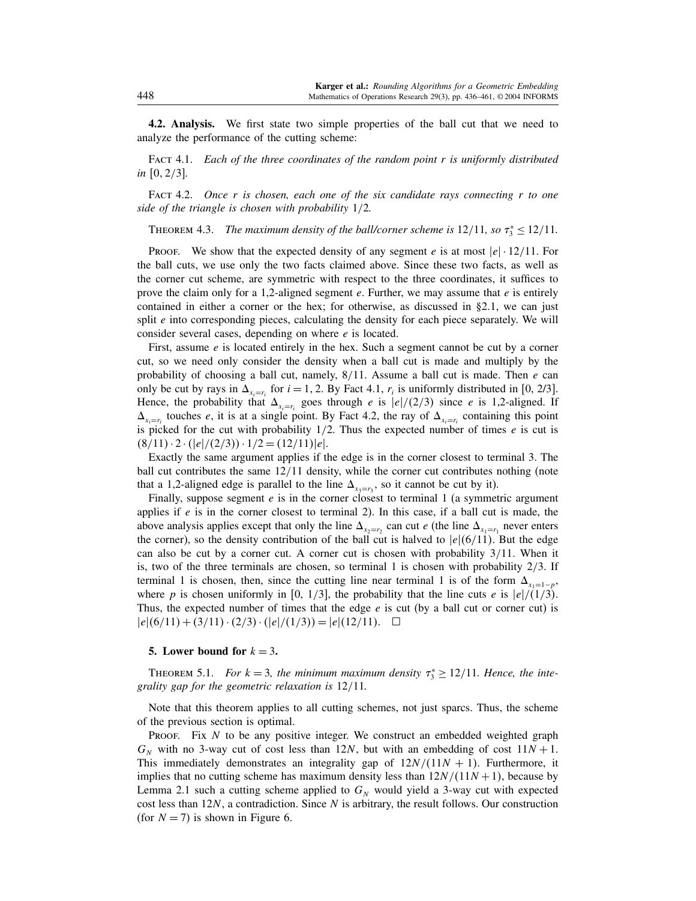**4.2. Analysis.** We first state two simple properties of the ball cut that we need to analyze the performance of the cutting scheme:

FACT 4.1. *Each of the three coordinates of the random point $r$ is uniformly distributed in $[0, 2/3]$.*

FACT 4.2. *Once $r$ is chosen, each one of the six candidate rays connecting $r$ to one side of the triangle is chosen with probability $1/2$.*

THEOREM 4.3. *The maximum density of the ball/corner scheme is $12/11$, so $\tau_3^* \leq 12/11$.*

PROOF. We show that the expected density of any segment $e$ is at most $|e| \cdot 12/11$. For the ball cuts, we use only the two facts claimed above. Since these two facts, as well as the corner cut scheme, are symmetric with respect to the three coordinates, it suffices to prove the claim only for a 1,2-aligned segment $e$. Further, we may assume that $e$ is entirely contained in either a corner or the hex; for otherwise, as discussed in §2.1, we can just split $e$ into corresponding pieces, calculating the density for each piece separately. We will consider several cases, depending on where $e$ is located.

First, assume $e$ is located entirely in the hex. Such a segment cannot be cut by a corner cut, so we need only consider the density when a ball cut is made and multiply by the probability of choosing a ball cut, namely, $8/11$. Assume a ball cut is made. Then $e$ can only be cut by rays in $\Delta_{x_i=r_i}$ for $i = 1, 2$. By Fact 4.1, $r_i$ is uniformly distributed in $[0, 2/3]$. Hence, the probability that $\Delta_{x_i=r_i}$ goes through $e$ is $|e|/(2/3)$ since $e$ is 1,2-aligned. If $\Delta_{x_i=r_i}$ touches $e$, it is at a single point. By Fact 4.2, the ray of $\Delta_{x_i=r_i}$ containing this point is picked for the cut with probability $1/2$. Thus the expected number of times $e$ is cut is $(8/11) \cdot 2 \cdot (|e|/(2/3)) \cdot 1/2 = (12/11)|e|$.

Exactly the same argument applies if the edge is in the corner closest to terminal 3. The ball cut contributes the same $12/11$ density, while the corner cut contributes nothing (note that a 1,2-aligned edge is parallel to the line $\Delta_{x_3=r_3}$, so it cannot be cut by it).

Finally, suppose segment $e$ is in the corner closest to terminal 1 (a symmetric argument applies if $e$ is in the corner closest to terminal 2). In this case, if a ball cut is made, the above analysis applies except that only the line $\Delta_{x_2=r_2}$ can cut $e$ (the line $\Delta_{x_1=r_1}$ never enters the corner), so the density contribution of the ball cut is halved to $|e|(6/11)$. But the edge can also be cut by a corner cut. A corner cut is chosen with probability $3/11$. When it is, two of the three terminals are chosen, so terminal 1 is chosen with probability $2/3$. If terminal 1 is chosen, then, since the cutting line near terminal 1 is of the form $\Delta_{x_1=1-p}$, where $p$ is chosen uniformly in $[0, 1/3]$, the probability that the line cuts $e$ is $|e|/(1/3)$. Thus, the expected number of times that the edge $e$ is cut (by a ball cut or corner cut) is $|e|(6/11) + (3/11) \cdot (2/3) \cdot (|e|/(1/3)) = |e|(12/11)$. $\square$

## 5. Lower bound for $k = 3$.

THEOREM 5.1. *For $k = 3$, the minimum maximum density $\tau_3^* \geq 12/11$. Hence, the integrality gap for the geometric relaxation is $12/11$.*

Note that this theorem applies to all cutting schemes, not just sparcs. Thus, the scheme of the previous section is optimal.

PROOF. Fix $N$ to be any positive integer. We construct an embedded weighted graph $G_N$ with no 3-way cut of cost less than $12N$, but with an embedding of cost $11N + 1$. This immediately demonstrates an integrality gap of $12N/(11N + 1)$. Furthermore, it implies that no cutting scheme has maximum density less than $12N/(11N+1)$, because by Lemma 2.1 such a cutting scheme applied to $G_N$ would yield a 3-way cut with expected cost less than $12N$, a contradiction. Since $N$ is arbitrary, the result follows. Our construction (for $N = 7$) is shown in Figure 6.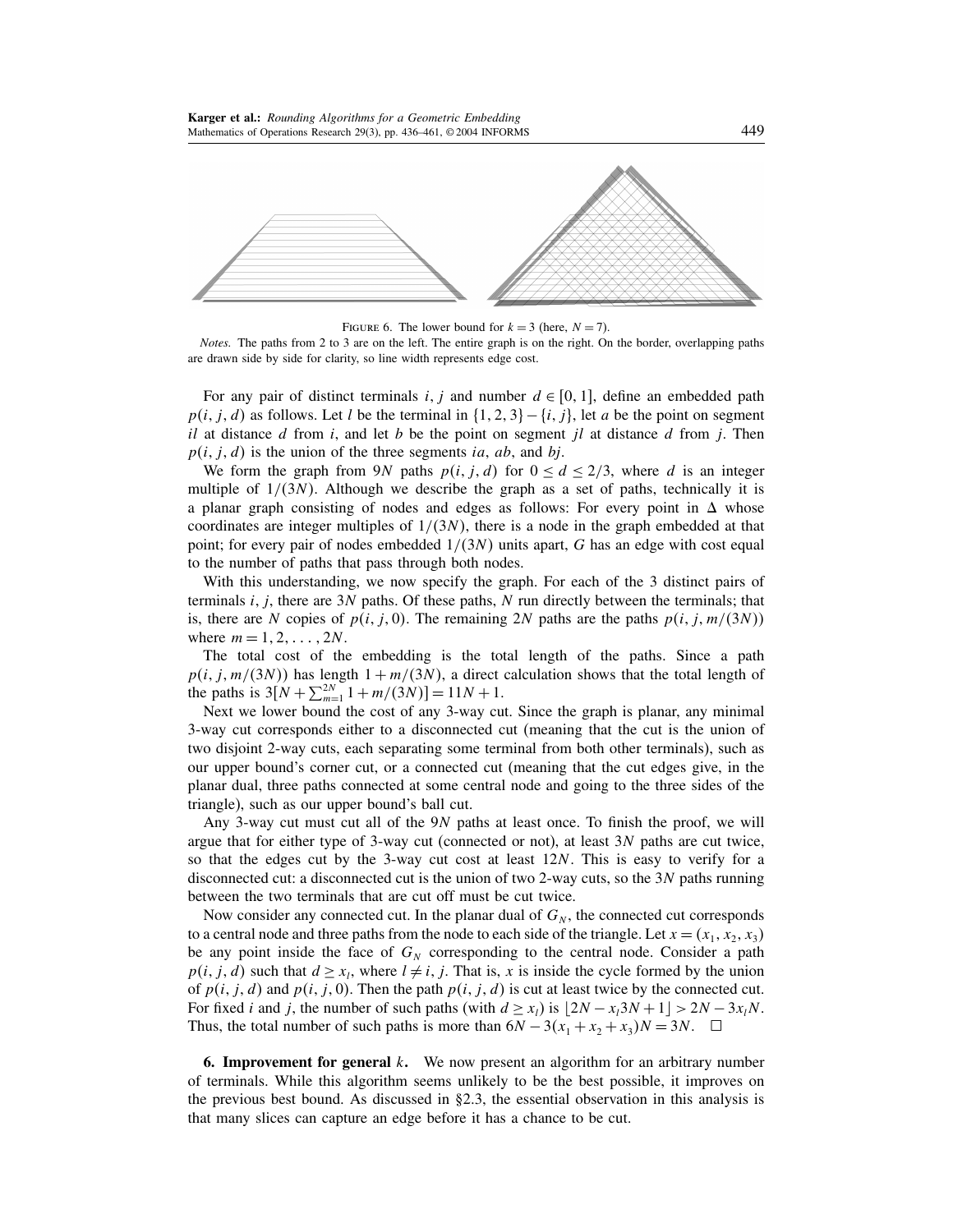FIGURE 6. The lower bound for $k = 3$ (here, $N = 7$).

*Notes.* The paths from 2 to 3 are on the left. The entire graph is on the right. On the border, overlapping paths are drawn side by side for clarity, so line width represents edge cost.

For any pair of distinct terminals $i, j$ and number $d \in [0, 1]$, define an embedded path $p(i, j, d)$ as follows. Let $l$ be the terminal in $\{1, 2, 3\} - \{i, j\}$, let $a$ be the point on segment $il$ at distance $d$ from $i$, and let $b$ be the point on segment $jl$ at distance $d$ from $j$. Then $p(i, j, d)$ is the union of the three segments $ia$, $ab$, and $bj$.

We form the graph from $9N$ paths $p(i, j, d)$ for $0 \leq d \leq 2/3$, where $d$ is an integer multiple of $1/(3N)$. Although we describe the graph as a set of paths, technically it is a planar graph consisting of nodes and edges as follows: For every point in $\Delta$ whose coordinates are integer multiples of $1/(3N)$, there is a node in the graph embedded at that point; for every pair of nodes embedded $1/(3N)$ units apart, $G$ has an edge with cost equal to the number of paths that pass through both nodes.

With this understanding, we now specify the graph. For each of the 3 distinct pairs of terminals $i, j$, there are $3N$ paths. Of these paths, $N$ run directly between the terminals; that is, there are $N$ copies of $p(i, j, 0)$. The remaining $2N$ paths are the paths $p(i, j, m/(3N))$ where $m = 1, 2, \ldots, 2N$.

The total cost of the embedding is the total length of the paths. Since a path $p(i, j, m/(3N))$ has length $1 + m/(3N)$, a direct calculation shows that the total length of the paths is $3[N + \sum_{m=1}^{2N} 1 + m/(3N)] = 11N + 1$.

Next we lower bound the cost of any 3-way cut. Since the graph is planar, any minimal 3-way cut corresponds either to a disconnected cut (meaning that the cut is the union of two disjoint 2-way cuts, each separating some terminal from both other terminals), such as our upper bound's corner cut, or a connected cut (meaning that the cut edges give, in the planar dual, three paths connected at some central node and going to the three sides of the triangle), such as our upper bound's ball cut.

Any 3-way cut must cut all of the $9N$ paths at least once. To finish the proof, we will argue that for either type of 3-way cut (connected or not), at least $3N$ paths are cut twice, so that the edges cut by the 3-way cut cost at least $12N$. This is easy to verify for a disconnected cut: a disconnected cut is the union of two 2-way cuts, so the $3N$ paths running between the two terminals that are cut off must be cut twice.

Now consider any connected cut. In the planar dual of $G_N$, the connected cut corresponds to a central node and three paths from the node to each side of the triangle. Let $x = (x_1, x_2, x_3)$ be any point inside the face of $G_N$ corresponding to the central node. Consider a path $p(i, j, d)$ such that $d \geq x_l$, where $l \neq i, j$. That is, $x$ is inside the cycle formed by the union of $p(i, j, d)$ and $p(i, j, 0)$. Then the path $p(i, j, d)$ is cut at least twice by the connected cut. For fixed $i$ and $j$, the number of such paths (with $d \geq x_l$) is $\lfloor 2N - x_l 3N + 1 \rfloor > 2N - 3x_l N$. Thus, the total number of such paths is more than $6N - 3(x_1 + x_2 + x_3)N = 3N$. $\square$

**6. Improvement for general $k$.** We now present an algorithm for an arbitrary number of terminals. While this algorithm seems unlikely to be the best possible, it improves on the previous best bound. As discussed in §2.3, the essential observation in this analysis is that many slices can capture an edge before it has a chance to be cut.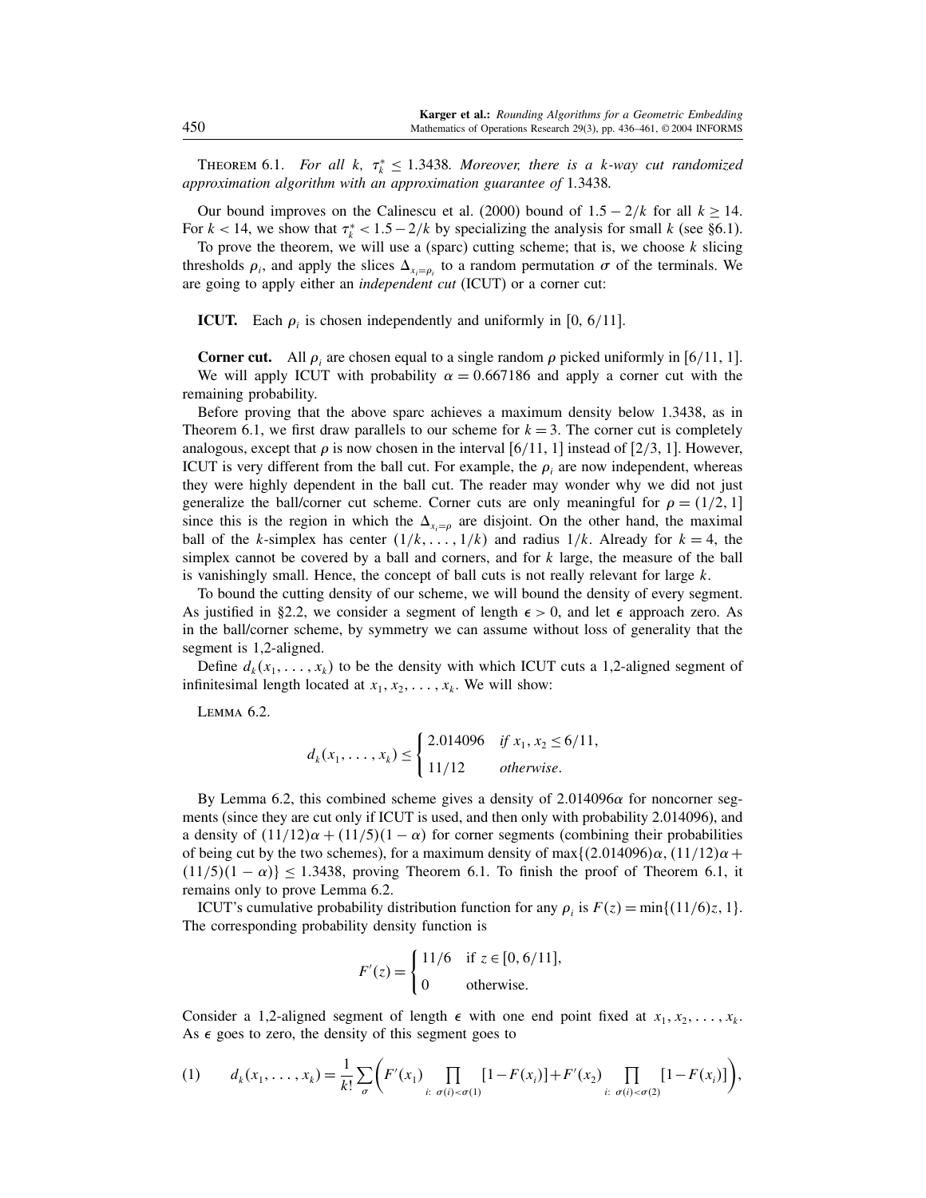**Theorem 6.1.** *For all $k$, $\tau_k^* \le 1.3438$. Moreover, there is a $k$-way cut randomized approximation algorithm with an approximation guarantee of* 1.3438.

Our bound improves on the Calinescu et al. (2000) bound of $1.5 - 2/k$ for all $k \ge 14$. For $k < 14$, we show that $\tau_k^* < 1.5 - 2/k$ by specializing the analysis for small $k$ (see §6.1).

To prove the theorem, we will use a (sparc) cutting scheme; that is, we choose $k$ slicing thresholds $\rho_i$, and apply the slices $\Delta_{x_i=\rho_i}$ to a random permutation $\sigma$ of the terminals. We are going to apply either an *independent cut* (ICUT) or a corner cut:

**ICUT.** Each $\rho_i$ is chosen independently and uniformly in $[0, 6/11]$.

**Corner cut.** All $\rho_i$ are chosen equal to a single random $\rho$ picked uniformly in $[6/11, 1]$.

We will apply ICUT with probability $\alpha = 0.667186$ and apply a corner cut with the remaining probability.

Before proving that the above sparc achieves a maximum density below 1.3438, as in Theorem 6.1, we first draw parallels to our scheme for $k = 3$. The corner cut is completely analogous, except that $\rho$ is now chosen in the interval $[6/11, 1]$ instead of $[2/3, 1]$. However, ICUT is very different from the ball cut. For example, the $\rho_i$ are now independent, whereas they were highly dependent in the ball cut. The reader may wonder why we did not just generalize the ball/corner cut scheme. Corner cuts are only meaningful for $\rho = (1/2, 1]$ since this is the region in which the $\Delta_{x_i=\rho}$ are disjoint. On the other hand, the maximal ball of the $k$-simplex has center $(1/k, \ldots, 1/k)$ and radius $1/k$. Already for $k = 4$, the simplex cannot be covered by a ball and corners, and for $k$ large, the measure of the ball is vanishingly small. Hence, the concept of ball cuts is not really relevant for large $k$.

To bound the cutting density of our scheme, we will bound the density of every segment. As justified in §2.2, we consider a segment of length $\epsilon > 0$, and let $\epsilon$ approach zero. As in the ball/corner scheme, by symmetry we can assume without loss of generality that the segment is 1,2-aligned.

Define $d_k(x_1, \ldots, x_k)$ to be the density with which ICUT cuts a 1,2-aligned segment of infinitesimal length located at $x_1, x_2, \ldots, x_k$. We will show:

**Lemma 6.2.**

$$d_k(x_1, \ldots, x_k) \le \begin{cases} 2.014096 & \text{if } x_1, x_2 \le 6/11, \\ 11/12 & \text{otherwise}. \end{cases}$$

By Lemma 6.2, this combined scheme gives a density of $2.014096\alpha$ for noncorner segments (since they are cut only if ICUT is used, and then only with probability 2.014096), and a density of $(11/12)\alpha + (11/5)(1-\alpha)$ for corner segments (combining their probabilities of being cut by the two schemes), for a maximum density of $\max\{(2.014096)\alpha, (11/12)\alpha + (11/5)(1-\alpha)\} \le 1.3438$, proving Theorem 6.1. To finish the proof of Theorem 6.1, it remains only to prove Lemma 6.2.

ICUT's cumulative probability distribution function for any $\rho_i$ is $F(z) = \min\{(11/6)z, 1\}$. The corresponding probability density function is

$$F'(z) = \begin{cases} 11/6 & \text{if } z \in [0, 6/11], \\ 0 & \text{otherwise}. \end{cases}$$

Consider a 1,2-aligned segment of length $\epsilon$ with one end point fixed at $x_1, x_2, \ldots, x_k$. As $\epsilon$ goes to zero, the density of this segment goes to

$$d_k(x_1, \ldots, x_k) = \frac{1}{k!} \sum_{\sigma} \left( F'(x_1) \prod_{i:\ \sigma(i) < \sigma(1)} [1 - F(x_i)] + F'(x_2) \prod_{i:\ \sigma(i) < \sigma(2)} [1 - F(x_i)] \right), \tag{1}$$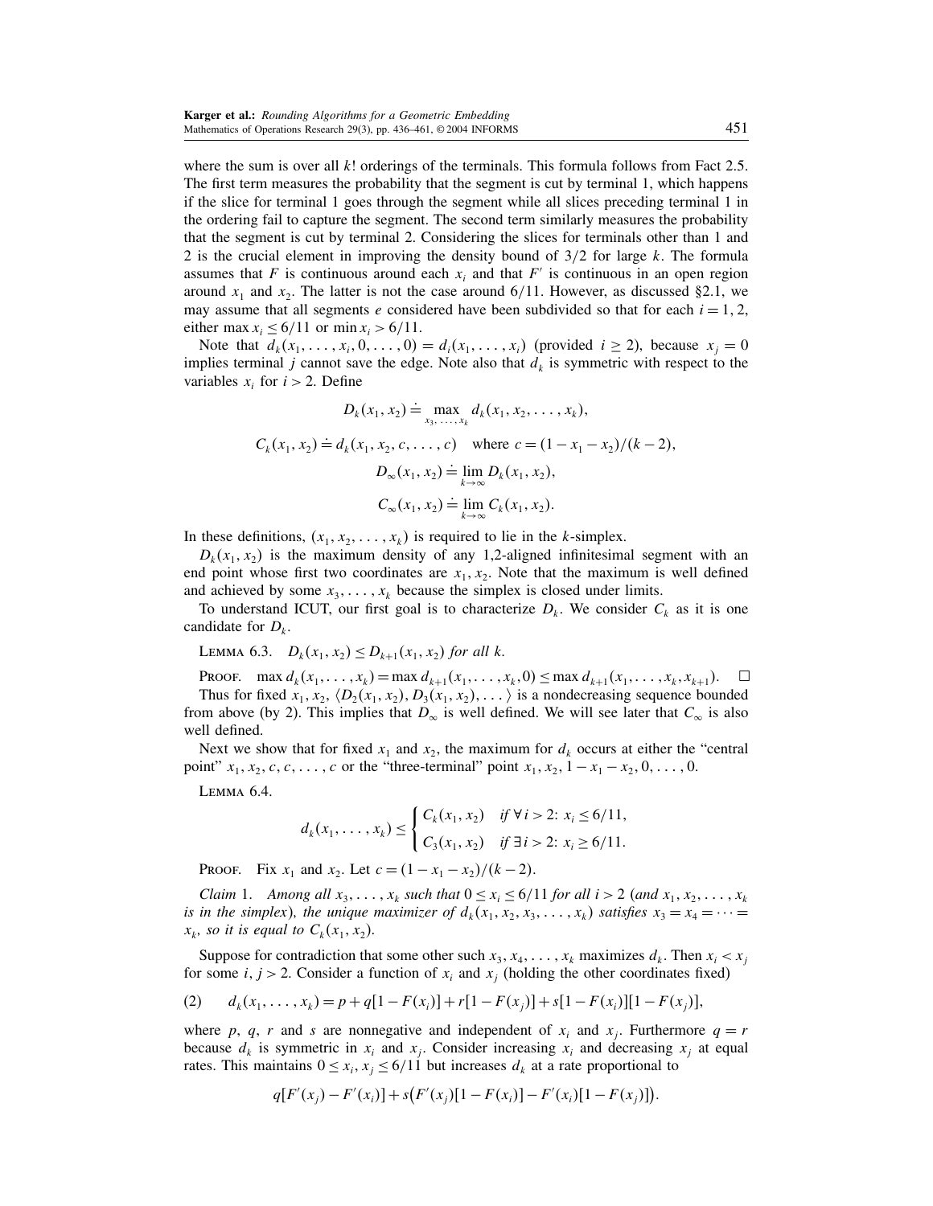where the sum is over all $k!$ orderings of the terminals. This formula follows from Fact 2.5. The first term measures the probability that the segment is cut by terminal 1, which happens if the slice for terminal 1 goes through the segment while all slices preceding terminal 1 in the ordering fail to capture the segment. The second term similarly measures the probability that the segment is cut by terminal 2. Considering the slices for terminals other than 1 and 2 is the crucial element in improving the density bound of $3/2$ for large $k$. The formula assumes that $F$ is continuous around each $x_i$ and that $F'$ is continuous in an open region around $x_1$ and $x_2$. The latter is not the case around $6/11$. However, as discussed §2.1, we may assume that all segments $e$ considered have been subdivided so that for each $i = 1, 2$, either $\max x_i \le 6/11$ or $\min x_i > 6/11$.

Note that $d_k(x_1, \ldots, x_i, 0, \ldots, 0) = d_i(x_1, \ldots, x_i)$ (provided $i \ge 2$), because $x_j = 0$ implies terminal $j$ cannot save the edge. Note also that $d_k$ is symmetric with respect to the variables $x_i$ for $i > 2$. Define

$$D_k(x_1, x_2) \doteq \max_{x_3, \ldots, x_k} d_k(x_1, x_2, \ldots, x_k),$$

$$C_k(x_1, x_2) \doteq d_k(x_1, x_2, c, \ldots, c) \quad \text{where } c = (1 - x_1 - x_2)/(k-2),$$

$$D_\infty(x_1, x_2) \doteq \lim_{k \to \infty} D_k(x_1, x_2),$$

$$C_\infty(x_1, x_2) \doteq \lim_{k \to \infty} C_k(x_1, x_2).$$

In these definitions, $(x_1, x_2, \ldots, x_k)$ is required to lie in the $k$-simplex.

$D_k(x_1, x_2)$ is the maximum density of any 1,2-aligned infinitesimal segment with an end point whose first two coordinates are $x_1, x_2$. Note that the maximum is well defined and achieved by some $x_3, \ldots, x_k$ because the simplex is closed under limits.

To understand ICUT, our first goal is to characterize $D_k$. We consider $C_k$ as it is one candidate for $D_k$.

Lemma 6.3. *$D_k(x_1, x_2) \le D_{k+1}(x_1, x_2)$ for all $k$.*

Proof. $\max d_k(x_1, \ldots, x_k) = \max d_{k+1}(x_1, \ldots, x_k, 0) \le \max d_{k+1}(x_1, \ldots, x_k, x_{k+1})$. $\square$

Thus for fixed $x_1, x_2$, $\langle D_2(x_1, x_2), D_3(x_1, x_2), \ldots \rangle$ is a nondecreasing sequence bounded from above (by 2). This implies that $D_\infty$ is well defined. We will see later that $C_\infty$ is also well defined.

Next we show that for fixed $x_1$ and $x_2$, the maximum for $d_k$ occurs at either the "central point" $x_1, x_2, c, c, \ldots, c$ or the "three-terminal" point $x_1, x_2, 1 - x_1 - x_2, 0, \ldots, 0$.

Lemma 6.4.

$$d_k(x_1, \ldots, x_k) \le \begin{cases} C_k(x_1, x_2) & \text{if } \forall\, i > 2\colon x_i \le 6/11, \\ C_3(x_1, x_2) & \text{if } \exists\, i > 2\colon x_i \ge 6/11. \end{cases}$$

Proof. Fix $x_1$ and $x_2$. Let $c = (1 - x_1 - x_2)/(k-2)$.

*Claim 1. Among all $x_3, \ldots, x_k$ such that $0 \le x_i \le 6/11$ for all $i > 2$ (and $x_1, x_2, \ldots, x_k$ is in the simplex), the unique maximizer of $d_k(x_1, x_2, x_3, \ldots, x_k)$ satisfies $x_3 = x_4 = \cdots = x_k$, so it is equal to $C_k(x_1, x_2)$.*

Suppose for contradiction that some other such $x_3, x_4, \ldots, x_k$ maximizes $d_k$. Then $x_i < x_j$ for some $i, j > 2$. Consider a function of $x_i$ and $x_j$ (holding the other coordinates fixed)

$$d_k(x_1, \ldots, x_k) = p + q[1 - F(x_i)] + r[1 - F(x_j)] + s[1 - F(x_i)][1 - F(x_j)], \tag{2}$$

where $p$, $q$, $r$ and $s$ are nonnegative and independent of $x_i$ and $x_j$. Furthermore $q = r$ because $d_k$ is symmetric in $x_i$ and $x_j$. Consider increasing $x_i$ and decreasing $x_j$ at equal rates. This maintains $0 \le x_i, x_j \le 6/11$ but increases $d_k$ at a rate proportional to

$$q[F'(x_j) - F'(x_i)] + s\big(F'(x_j)[1 - F(x_i)] - F'(x_i)[1 - F(x_j)]\big).$$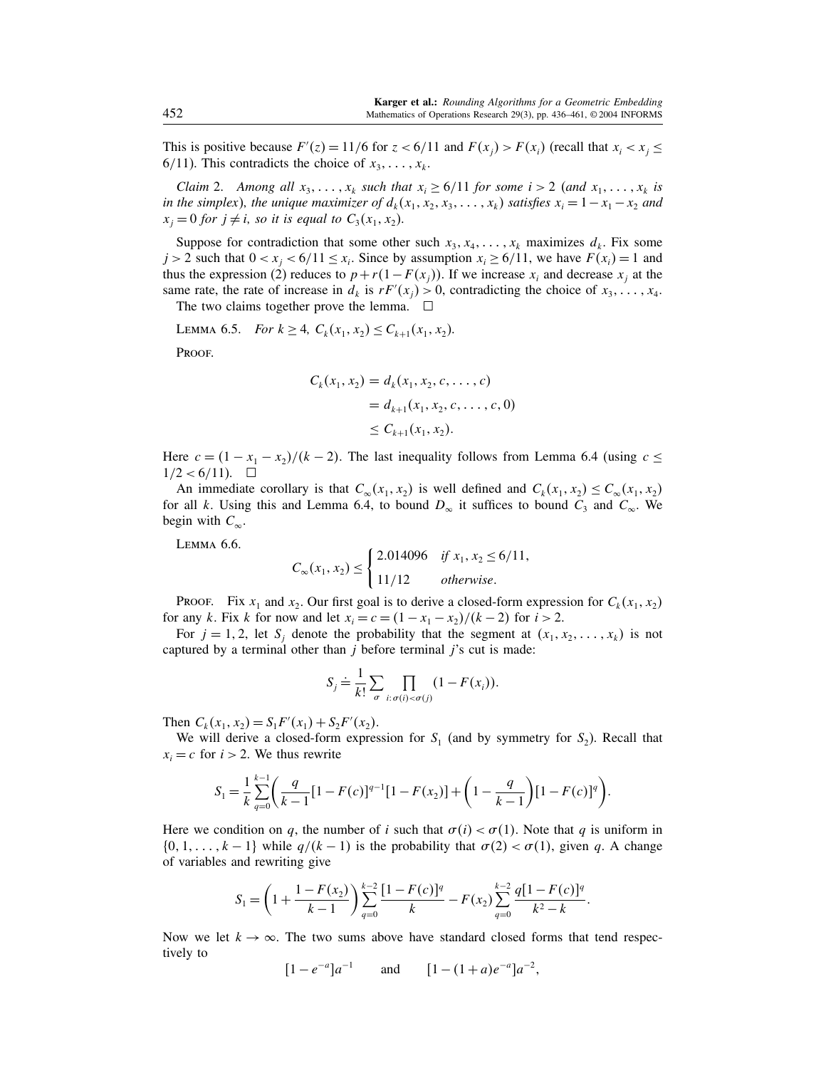This is positive because $F'(z) = 11/6$ for $z < 6/11$ and $F(x_j) > F(x_i)$ (recall that $x_i < x_j \leq 6/11$). This contradicts the choice of $x_3, \ldots, x_k$.

*Claim* 2. *Among all $x_3, \ldots, x_k$ such that $x_i \geq 6/11$ for some $i > 2$ (and $x_1, \ldots, x_k$ is in the simplex), the unique maximizer of $d_k(x_1, x_2, x_3, \ldots, x_k)$ satisfies $x_i = 1 - x_1 - x_2$ and $x_j = 0$ for $j \neq i$, so it is equal to $C_3(x_1, x_2)$.*

Suppose for contradiction that some other such $x_3, x_4, \ldots, x_k$ maximizes $d_k$. Fix some $j > 2$ such that $0 < x_j < 6/11 \leq x_i$. Since by assumption $x_i \geq 6/11$, we have $F(x_i) = 1$ and thus the expression (2) reduces to $p + r(1 - F(x_j))$. If we increase $x_i$ and decrease $x_j$ at the same rate, the rate of increase in $d_k$ is $rF'(x_j) > 0$, contradicting the choice of $x_3, \ldots, x_4$.

The two claims together prove the lemma. $\square$

Lemma 6.5. *For $k \geq 4$, $C_k(x_1, x_2) \leq C_{k+1}(x_1, x_2)$.*

Proof.

$$
\begin{aligned}
C_k(x_1, x_2) &= d_k(x_1, x_2, c, \ldots, c) \\
&= d_{k+1}(x_1, x_2, c, \ldots, c, 0) \\
&\leq C_{k+1}(x_1, x_2).
\end{aligned}
$$

Here $c = (1 - x_1 - x_2)/(k-2)$. The last inequality follows from Lemma 6.4 (using $c \leq 1/2 < 6/11$). $\square$

An immediate corollary is that $C_\infty(x_1, x_2)$ is well defined and $C_k(x_1, x_2) \leq C_\infty(x_1, x_2)$ for all $k$. Using this and Lemma 6.4, to bound $D_\infty$ it suffices to bound $C_3$ and $C_\infty$. We begin with $C_\infty$.

Lemma 6.6.

$$
C_\infty(x_1, x_2) \leq \begin{cases} 2.014096 & \text{if } x_1, x_2 \leq 6/11, \\ 11/12 & \text{otherwise}. \end{cases}
$$

Proof. Fix $x_1$ and $x_2$. Our first goal is to derive a closed-form expression for $C_k(x_1, x_2)$ for any $k$. Fix $k$ for now and let $x_i = c = (1 - x_1 - x_2)/(k-2)$ for $i > 2$.

For $j = 1, 2$, let $S_j$ denote the probability that the segment at $(x_1, x_2, \ldots, x_k)$ is not captured by a terminal other than $j$ before terminal $j$'s cut is made:

$$
S_j \doteq \frac{1}{k!} \sum_\sigma \prod_{i: \sigma(i) < \sigma(j)} (1 - F(x_i)).
$$

Then $C_k(x_1, x_2) = S_1 F'(x_1) + S_2 F'(x_2)$.

We will derive a closed-form expression for $S_1$ (and by symmetry for $S_2$). Recall that $x_i = c$ for $i > 2$. We thus rewrite

$$
S_1 = \frac{1}{k} \sum_{q=0}^{k-1} \left( \frac{q}{k-1} [1 - F(c)]^{q-1} [1 - F(x_2)] + \left(1 - \frac{q}{k-1}\right) [1 - F(c)]^q \right).
$$

Here we condition on $q$, the number of $i$ such that $\sigma(i) < \sigma(1)$. Note that $q$ is uniform in $\{0, 1, \ldots, k-1\}$ while $q/(k-1)$ is the probability that $\sigma(2) < \sigma(1)$, given $q$. A change of variables and rewriting give

$$
S_1 = \left(1 + \frac{1 - F(x_2)}{k-1}\right) \sum_{q=0}^{k-2} \frac{[1 - F(c)]^q}{k} - F(x_2) \sum_{q=0}^{k-2} \frac{q[1 - F(c)]^q}{k^2 - k}.
$$

Now we let $k \to \infty$. The two sums above have standard closed forms that tend respectively to

$$
[1 - e^{-a}] a^{-1} \qquad \text{and} \qquad [1 - (1 + a) e^{-a}] a^{-2},
$$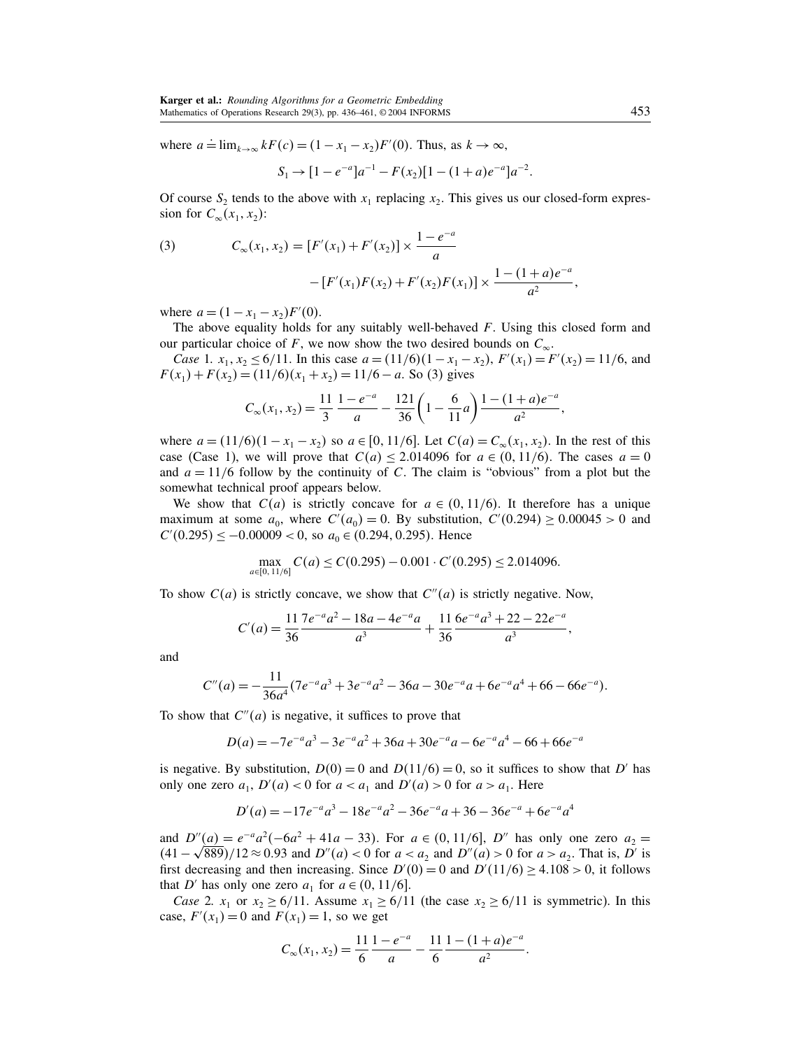where $a \doteq \lim_{k\to\infty} kF(c) = (1-x_1-x_2)F'(0)$. Thus, as $k \to \infty$,

$$S_1 \to [1-e^{-a}]a^{-1} - F(x_2)[1-(1+a)e^{-a}]a^{-2}.$$

Of course $S_2$ tends to the above with $x_1$ replacing $x_2$. This gives us our closed-form expression for $C_\infty(x_1, x_2)$:

$$C_\infty(x_1,x_2) = [F'(x_1)+F'(x_2)] \times \frac{1-e^{-a}}{a} - [F'(x_1)F(x_2)+F'(x_2)F(x_1)] \times \frac{1-(1+a)e^{-a}}{a^2}, \tag{3}$$

where $a = (1-x_1-x_2)F'(0)$.

The above equality holds for any suitably well-behaved $F$. Using this closed form and our particular choice of $F$, we now show the two desired bounds on $C_\infty$.

*Case* 1. $x_1, x_2 \le 6/11$. In this case $a = (11/6)(1-x_1-x_2)$, $F'(x_1) = F'(x_2) = 11/6$, and $F(x_1)+F(x_2) = (11/6)(x_1+x_2) = 11/6 - a$. So (3) gives

$$C_\infty(x_1,x_2) = \frac{11}{3}\,\frac{1-e^{-a}}{a} - \frac{121}{36}\left(1-\frac{6}{11}a\right)\frac{1-(1+a)e^{-a}}{a^2},$$

where $a = (11/6)(1-x_1-x_2)$ so $a \in [0, 11/6]$. Let $C(a) = C_\infty(x_1,x_2)$. In the rest of this case (Case 1), we will prove that $C(a) \le 2.014096$ for $a \in (0, 11/6)$. The cases $a = 0$ and $a = 11/6$ follow by the continuity of $C$. The claim is "obvious" from a plot but the somewhat technical proof appears below.

We show that $C(a)$ is strictly concave for $a \in (0, 11/6)$. It therefore has a unique maximum at some $a_0$, where $C'(a_0) = 0$. By substitution, $C'(0.294) \ge 0.00045 > 0$ and $C'(0.295) \le -0.00009 < 0$, so $a_0 \in (0.294, 0.295)$. Hence

$$\max_{a\in[0,\,11/6]} C(a) \le C(0.295) - 0.001 \cdot C'(0.295) \le 2.014096.$$

To show $C(a)$ is strictly concave, we show that $C''(a)$ is strictly negative. Now,

$$C'(a) = \frac{11}{36}\frac{7e^{-a}a^2 - 18a - 4e^{-a}a}{a^3} + \frac{11}{36}\frac{6e^{-a}a^3 + 22 - 22e^{-a}}{a^3},$$

and

$$C''(a) = -\frac{11}{36a^4}(7e^{-a}a^3 + 3e^{-a}a^2 - 36a - 30e^{-a}a + 6e^{-a}a^4 + 66 - 66e^{-a}).$$

To show that $C''(a)$ is negative, it suffices to prove that

$$D(a) = -7e^{-a}a^3 - 3e^{-a}a^2 + 36a + 30e^{-a}a - 6e^{-a}a^4 - 66 + 66e^{-a}$$

is negative. By substitution, $D(0) = 0$ and $D(11/6) = 0$, so it suffices to show that $D'$ has only one zero $a_1$, $D'(a) < 0$ for $a < a_1$ and $D'(a) > 0$ for $a > a_1$. Here

$$D'(a) = -17e^{-a}a^3 - 18e^{-a}a^2 - 36e^{-a}a + 36 - 36e^{-a} + 6e^{-a}a^4$$

and $D''(a) = e^{-a}a^2(-6a^2 + 41a - 33)$. For $a \in (0, 11/6]$, $D''$ has only one zero $a_2 = (41-\sqrt{889})/12 \approx 0.93$ and $D''(a) < 0$ for $a < a_2$ and $D''(a) > 0$ for $a > a_2$. That is, $D'$ is first decreasing and then increasing. Since $D'(0) = 0$ and $D'(11/6) \ge 4.108 > 0$, it follows that $D'$ has only one zero $a_1$ for $a \in (0, 11/6]$.

*Case* 2. $x_1$ or $x_2 \ge 6/11$. Assume $x_1 \ge 6/11$ (the case $x_2 \ge 6/11$ is symmetric). In this case, $F'(x_1) = 0$ and $F(x_1) = 1$, so we get

$$C_\infty(x_1,x_2) = \frac{11}{6}\frac{1-e^{-a}}{a} - \frac{11}{6}\frac{1-(1+a)e^{-a}}{a^2}.$$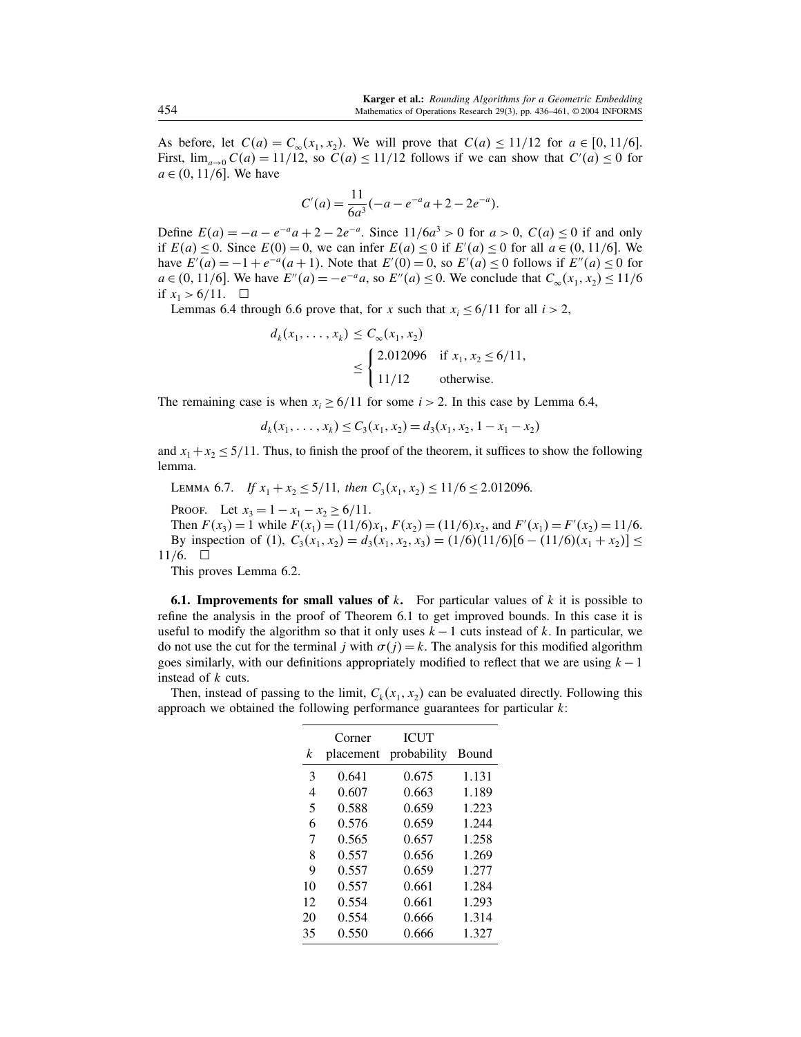As before, let $C(a) = C_\infty(x_1, x_2)$. We will prove that $C(a) \leq 11/12$ for $a \in [0, 11/6]$. First, $\lim_{a\to 0} C(a) = 11/12$, so $C(a) \leq 11/12$ follows if we can show that $C'(a) \leq 0$ for $a \in (0, 11/6]$. We have

$$C'(a) = \frac{11}{6a^3}(-a - e^{-a}a + 2 - 2e^{-a}).$$

Define $E(a) = -a - e^{-a}a + 2 - 2e^{-a}$. Since $11/6a^3 > 0$ for $a > 0$, $C(a) \leq 0$ if and only if $E(a) \leq 0$. Since $E(0) = 0$, we can infer $E(a) \leq 0$ if $E'(a) \leq 0$ for all $a \in (0, 11/6]$. We have $E'(a) = -1 + e^{-a}(a+1)$. Note that $E'(0) = 0$, so $E'(a) \leq 0$ follows if $E''(a) \leq 0$ for $a \in (0, 11/6]$. We have $E''(a) = -e^{-a}a$, so $E''(a) \leq 0$. We conclude that $C_\infty(x_1, x_2) \leq 11/6$ if $x_1 > 6/11$. $\square$

Lemmas 6.4 through 6.6 prove that, for $x$ such that $x_i \leq 6/11$ for all $i > 2$,

$$d_k(x_1, \ldots, x_k) \leq C_\infty(x_1, x_2) \leq \begin{cases} 2.012096 & \text{if } x_1, x_2 \leq 6/11, \\ 11/12 & \text{otherwise.} \end{cases}$$

The remaining case is when $x_i \geq 6/11$ for some $i > 2$. In this case by Lemma 6.4,

$$d_k(x_1, \ldots, x_k) \leq C_3(x_1, x_2) = d_3(x_1, x_2, 1 - x_1 - x_2)$$

and $x_1 + x_2 \leq 5/11$. Thus, to finish the proof of the theorem, it suffices to show the following lemma.

Lemma 6.7. *If $x_1 + x_2 \leq 5/11$, then $C_3(x_1, x_2) \leq 11/6 \leq 2.012096$.*

Proof. Let $x_3 = 1 - x_1 - x_2 \geq 6/11$.

Then $F(x_3) = 1$ while $F(x_1) = (11/6)x_1$, $F(x_2) = (11/6)x_2$, and $F'(x_1) = F'(x_2) = 11/6$. By inspection of (1), $C_3(x_1, x_2) = d_3(x_1, x_2, x_3) = (1/6)(11/6)[6 - (11/6)(x_1 + x_2)] \leq 11/6$. $\square$

This proves Lemma 6.2.

**6.1. Improvements for small values of $k$.** For particular values of $k$ it is possible to refine the analysis in the proof of Theorem 6.1 to get improved bounds. In this case it is useful to modify the algorithm so that it only uses $k-1$ cuts instead of $k$. In particular, we do not use the cut for the terminal $j$ with $\sigma(j) = k$. The analysis for this modified algorithm goes similarly, with our definitions appropriately modified to reflect that we are using $k-1$ instead of $k$ cuts.

Then, instead of passing to the limit, $C_k(x_1, x_2)$ can be evaluated directly. Following this approach we obtained the following performance guarantees for particular $k$:

| $k$ | Corner placement | ICUT probability | Bound |
|---|---|---|---|
| 3 | 0.641 | 0.675 | 1.131 |
| 4 | 0.607 | 0.663 | 1.189 |
| 5 | 0.588 | 0.659 | 1.223 |
| 6 | 0.576 | 0.659 | 1.244 |
| 7 | 0.565 | 0.657 | 1.258 |
| 8 | 0.557 | 0.656 | 1.269 |
| 9 | 0.557 | 0.659 | 1.277 |
| 10 | 0.557 | 0.661 | 1.284 |
| 12 | 0.554 | 0.661 | 1.293 |
| 20 | 0.554 | 0.666 | 1.314 |
| 35 | 0.550 | 0.666 | 1.327 |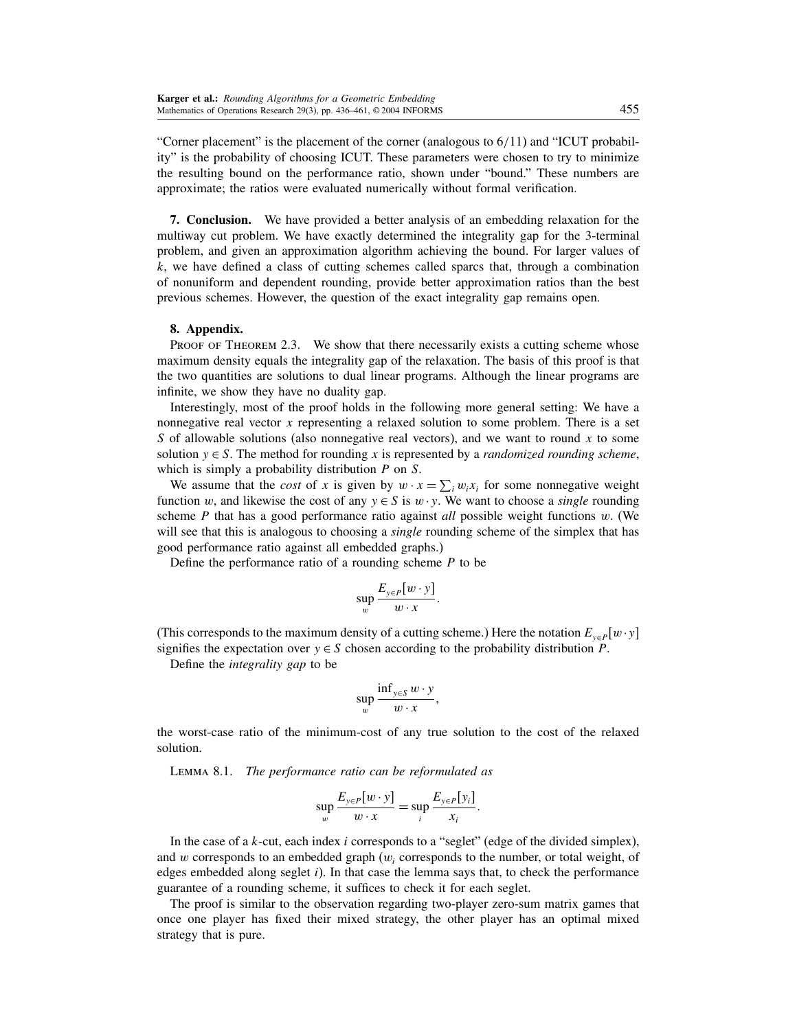"Corner placement" is the placement of the corner (analogous to $6/11$) and "ICUT probability" is the probability of choosing ICUT. These parameters were chosen to try to minimize the resulting bound on the performance ratio, shown under "bound." These numbers are approximate; the ratios were evaluated numerically without formal verification.

## 7. Conclusion.

We have provided a better analysis of an embedding relaxation for the multiway cut problem. We have exactly determined the integrality gap for the 3-terminal problem, and given an approximation algorithm achieving the bound. For larger values of $k$, we have defined a class of cutting schemes called sparcs that, through a combination of nonuniform and dependent rounding, provide better approximation ratios than the best previous schemes. However, the question of the exact integrality gap remains open.

## 8. Appendix.

Proof of Theorem 2.3. We show that there necessarily exists a cutting scheme whose maximum density equals the integrality gap of the relaxation. The basis of this proof is that the two quantities are solutions to dual linear programs. Although the linear programs are infinite, we show they have no duality gap.

Interestingly, most of the proof holds in the following more general setting: We have a nonnegative real vector $x$ representing a relaxed solution to some problem. There is a set $S$ of allowable solutions (also nonnegative real vectors), and we want to round $x$ to some solution $y \in S$. The method for rounding $x$ is represented by a *randomized rounding scheme*, which is simply a probability distribution $P$ on $S$.

We assume that the *cost* of $x$ is given by $w \cdot x = \sum_i w_i x_i$ for some nonnegative weight function $w$, and likewise the cost of any $y \in S$ is $w \cdot y$. We want to choose a *single* rounding scheme $P$ that has a good performance ratio against *all* possible weight functions $w$. (We will see that this is analogous to choosing a *single* rounding scheme of the simplex that has good performance ratio against all embedded graphs.)

Define the performance ratio of a rounding scheme $P$ to be

$$\sup_w \frac{E_{y \in P}[w \cdot y]}{w \cdot x}.$$

(This corresponds to the maximum density of a cutting scheme.) Here the notation $E_{y \in P}[w \cdot y]$ signifies the expectation over $y \in S$ chosen according to the probability distribution $P$.

Define the *integrality gap* to be

$$\sup_w \frac{\inf_{y \in S} w \cdot y}{w \cdot x},$$

the worst-case ratio of the minimum-cost of any true solution to the cost of the relaxed solution.

Lemma 8.1. *The performance ratio can be reformulated as*

$$\sup_w \frac{E_{y \in P}[w \cdot y]}{w \cdot x} = \sup_i \frac{E_{y \in P}[y_i]}{x_i}.$$

In the case of a $k$-cut, each index $i$ corresponds to a "seglet" (edge of the divided simplex), and $w$ corresponds to an embedded graph ($w_i$ corresponds to the number, or total weight, of edges embedded along seglet $i$). In that case the lemma says that, to check the performance guarantee of a rounding scheme, it suffices to check it for each seglet.

The proof is similar to the observation regarding two-player zero-sum matrix games that once one player has fixed their mixed strategy, the other player has an optimal mixed strategy that is pure.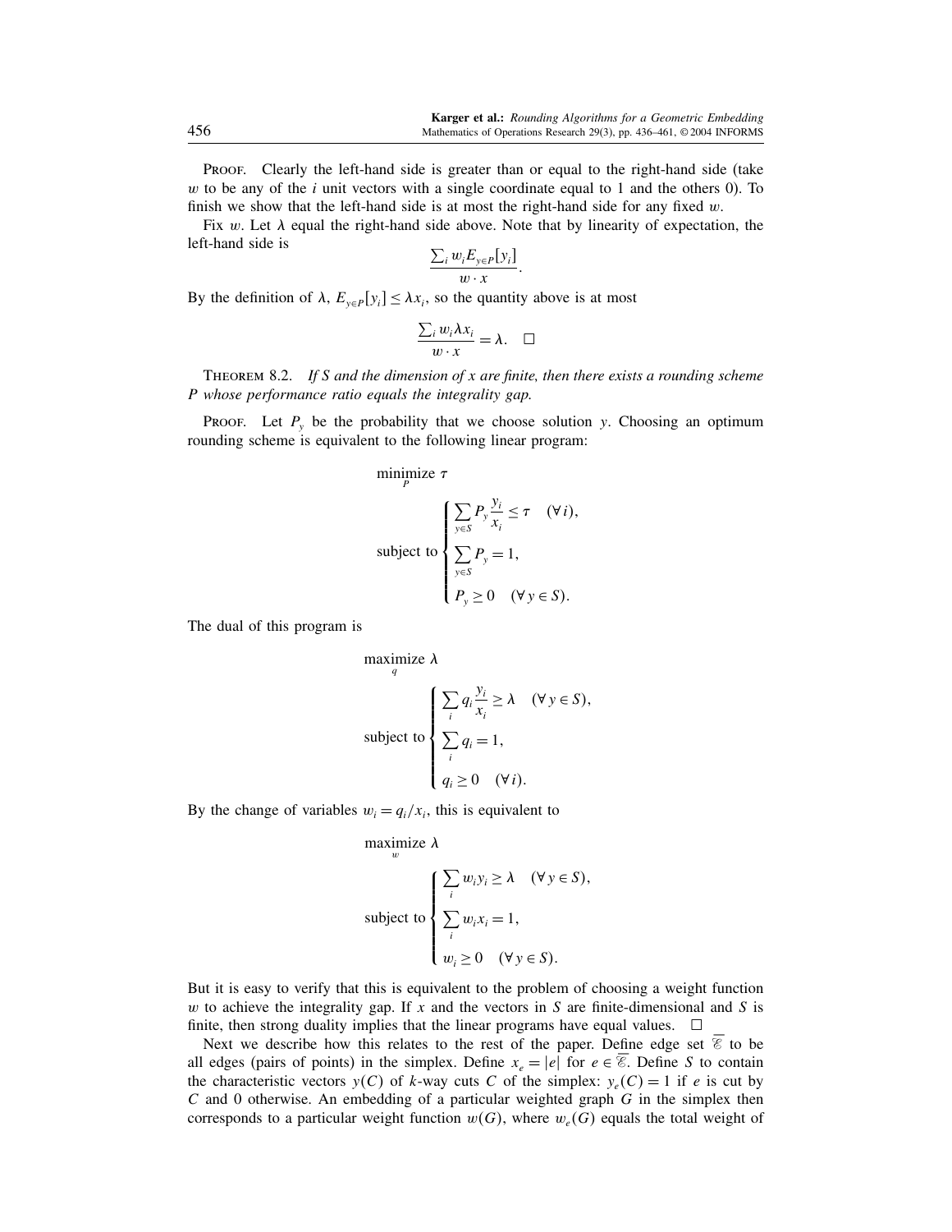PROOF. Clearly the left-hand side is greater than or equal to the right-hand side (take $w$ to be any of the $i$ unit vectors with a single coordinate equal to 1 and the others 0). To finish we show that the left-hand side is at most the right-hand side for any fixed $w$.

Fix $w$. Let $\lambda$ equal the right-hand side above. Note that by linearity of expectation, the left-hand side is

$$\frac{\sum_i w_i E_{y\in P}[y_i]}{w\cdot x}.$$

By the definition of $\lambda$, $E_{y\in P}[y_i] \le \lambda x_i$, so the quantity above is at most

$$\frac{\sum_i w_i \lambda x_i}{w\cdot x} = \lambda. \quad \square$$

THEOREM 8.2. *If $S$ and the dimension of $x$ are finite, then there exists a rounding scheme $P$ whose performance ratio equals the integrality gap.*

PROOF. Let $P_y$ be the probability that we choose solution $y$. Choosing an optimum rounding scheme is equivalent to the following linear program:

$$\begin{aligned}
&\underset{P}{\text{minimize}}\ \tau\\
&\text{subject to}\begin{cases}
\displaystyle\sum_{y\in S} P_y \frac{y_i}{x_i} \le \tau \quad (\forall\, i),\\
\displaystyle\sum_{y\in S} P_y = 1,\\
P_y \ge 0 \quad (\forall\, y\in S).
\end{cases}
\end{aligned}$$

The dual of this program is

$$\begin{aligned}
&\underset{q}{\text{maximize}}\ \lambda\\
&\text{subject to}\begin{cases}
\displaystyle\sum_{i} q_i \frac{y_i}{x_i} \ge \lambda \quad (\forall\, y\in S),\\
\displaystyle\sum_{i} q_i = 1,\\
q_i \ge 0 \quad (\forall\, i).
\end{cases}
\end{aligned}$$

By the change of variables $w_i = q_i/x_i$, this is equivalent to

$$\begin{aligned}
&\underset{w}{\text{maximize}}\ \lambda\\
&\text{subject to}\begin{cases}
\displaystyle\sum_{i} w_i y_i \ge \lambda \quad (\forall\, y\in S),\\
\displaystyle\sum_{i} w_i x_i = 1,\\
w_i \ge 0 \quad (\forall\, y\in S).
\end{cases}
\end{aligned}$$

But it is easy to verify that this is equivalent to the problem of choosing a weight function $w$ to achieve the integrality gap. If $x$ and the vectors in $S$ are finite-dimensional and $S$ is finite, then strong duality implies that the linear programs have equal values. $\square$

Next we describe how this relates to the rest of the paper. Define edge set $\overline{\mathscr{E}}$ to be all edges (pairs of points) in the simplex. Define $x_e = |e|$ for $e\in\overline{\mathscr{E}}$. Define $S$ to contain the characteristic vectors $y(C)$ of $k$-way cuts $C$ of the simplex: $y_e(C) = 1$ if $e$ is cut by $C$ and 0 otherwise. An embedding of a particular weighted graph $G$ in the simplex then corresponds to a particular weight function $w(G)$, where $w_e(G)$ equals the total weight of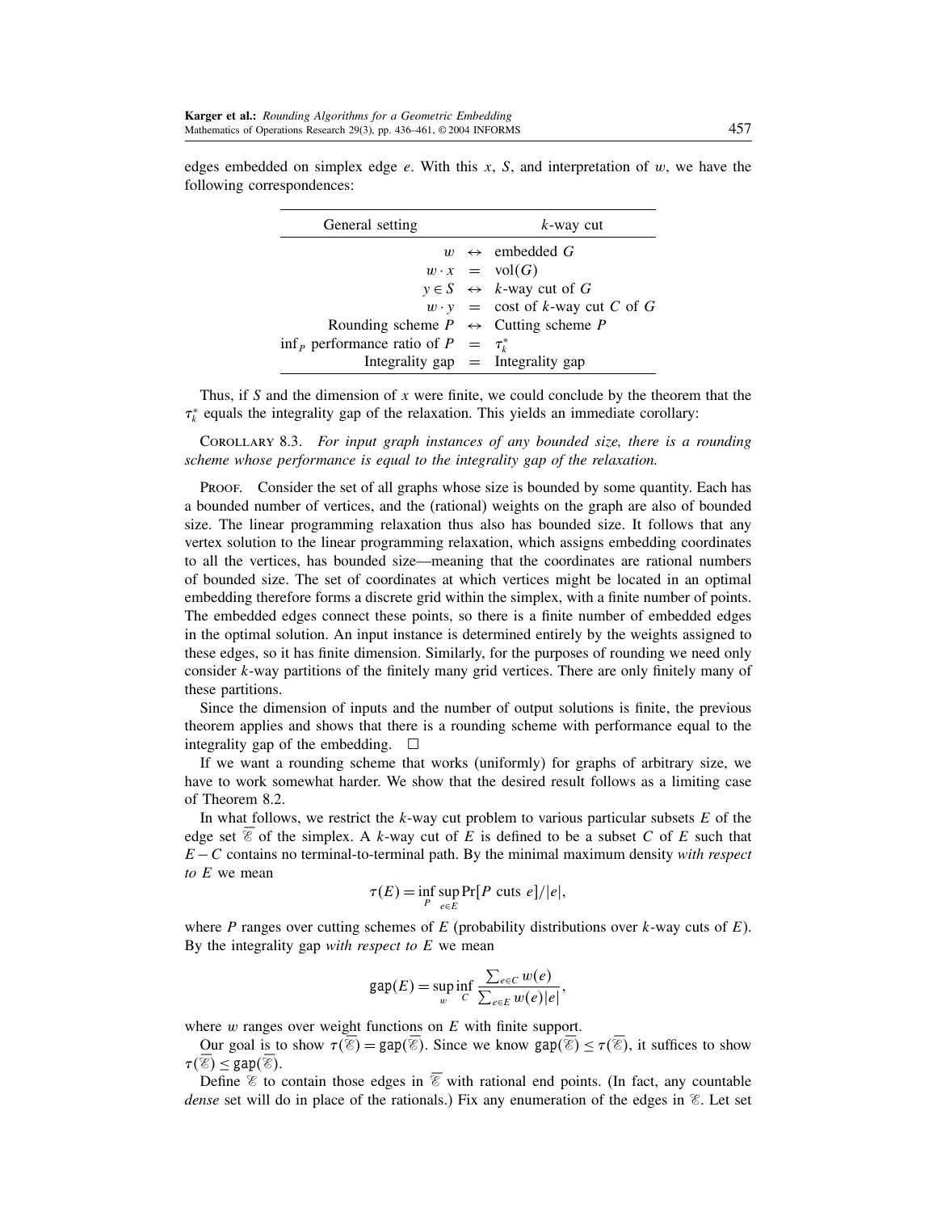edges embedded on simplex edge $e$. With this $x$, $S$, and interpretation of $w$, we have the following correspondences:

| General setting | | $k$-way cut |
|---|---|---|
| $w$ | $\leftrightarrow$ | embedded $G$ |
| $w \cdot x$ | $=$ | $\mathrm{vol}(G)$ |
| $y \in S$ | $\leftrightarrow$ | $k$-way cut of $G$ |
| $w \cdot y$ | $=$ | cost of $k$-way cut $C$ of $G$ |
| Rounding scheme $P$ | $\leftrightarrow$ | Cutting scheme $P$ |
| $\inf_P$ performance ratio of $P$ | $=$ | $\tau_k^*$ |
| Integrality gap | $=$ | Integrality gap |

Thus, if $S$ and the dimension of $x$ were finite, we could conclude by the theorem that the $\tau_k^*$ equals the integrality gap of the relaxation. This yields an immediate corollary:

Corollary 8.3. *For input graph instances of any bounded size, there is a rounding scheme whose performance is equal to the integrality gap of the relaxation.*

Proof. Consider the set of all graphs whose size is bounded by some quantity. Each has a bounded number of vertices, and the (rational) weights on the graph are also of bounded size. The linear programming relaxation thus also has bounded size. It follows that any vertex solution to the linear programming relaxation, which assigns embedding coordinates to all the vertices, has bounded size—meaning that the coordinates are rational numbers of bounded size. The set of coordinates at which vertices might be located in an optimal embedding therefore forms a discrete grid within the simplex, with a finite number of points. The embedded edges connect these points, so there is a finite number of embedded edges in the optimal solution. An input instance is determined entirely by the weights assigned to these edges, so it has finite dimension. Similarly, for the purposes of rounding we need only consider $k$-way partitions of the finitely many grid vertices. There are only finitely many of these partitions.

Since the dimension of inputs and the number of output solutions is finite, the previous theorem applies and shows that there is a rounding scheme with performance equal to the integrality gap of the embedding. $\square$

If we want a rounding scheme that works (uniformly) for graphs of arbitrary size, we have to work somewhat harder. We show that the desired result follows as a limiting case of Theorem 8.2.

In what follows, we restrict the $k$-way cut problem to various particular subsets $E$ of the edge set $\overline{\mathscr{E}}$ of the simplex. A $k$-way cut of $E$ is defined to be a subset $C$ of $E$ such that $E - C$ contains no terminal-to-terminal path. By the minimal maximum density *with respect to $E$* we mean

$$\tau(E) = \inf_P \sup_{e \in E} \Pr[P \text{ cuts } e]/|e|,$$

where $P$ ranges over cutting schemes of $E$ (probability distributions over $k$-way cuts of $E$). By the integrality gap *with respect to $E$* we mean

$$\mathtt{gap}(E) = \sup_w \inf_C \frac{\sum_{e \in C} w(e)}{\sum_{e \in E} w(e)|e|},$$

where $w$ ranges over weight functions on $E$ with finite support.

Our goal is to show $\tau(\overline{\mathscr{E}}) = \mathtt{gap}(\overline{\mathscr{E}})$. Since we know $\mathtt{gap}(\overline{\mathscr{E}}) \leq \tau(\overline{\mathscr{E}})$, it suffices to show $\tau(\overline{\mathscr{E}}) \leq \mathtt{gap}(\overline{\mathscr{E}})$.

Define $\mathscr{E}$ to contain those edges in $\overline{\mathscr{E}}$ with rational end points. (In fact, any countable *dense* set will do in place of the rationals.) Fix any enumeration of the edges in $\mathscr{E}$. Let set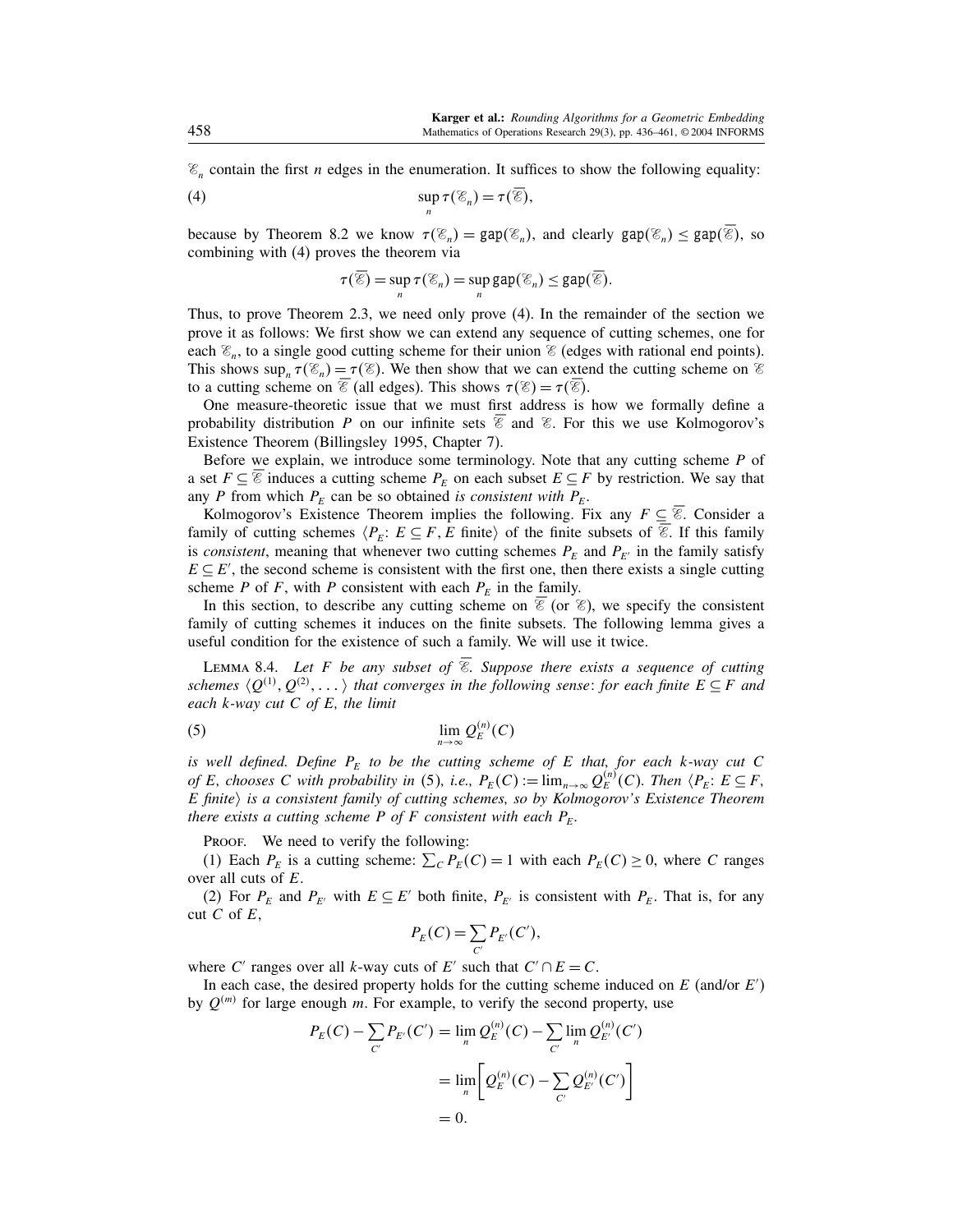$\mathscr{E}_n$ contain the first $n$ edges in the enumeration. It suffices to show the following equality:

$$\sup_n \tau(\mathscr{E}_n) = \tau(\overline{\mathscr{E}}), \tag{4}$$

because by Theorem 8.2 we know $\tau(\mathscr{E}_n) = \mathtt{gap}(\mathscr{E}_n)$, and clearly $\mathtt{gap}(\mathscr{E}_n) \leq \mathtt{gap}(\overline{\mathscr{E}})$, so combining with (4) proves the theorem via

$$\tau(\overline{\mathscr{E}}) = \sup_n \tau(\mathscr{E}_n) = \sup_n \mathtt{gap}(\mathscr{E}_n) \leq \mathtt{gap}(\overline{\mathscr{E}}).$$

Thus, to prove Theorem 2.3, we need only prove (4). In the remainder of the section we prove it as follows: We first show we can extend any sequence of cutting schemes, one for each $\mathscr{E}_n$, to a single good cutting scheme for their union $\mathscr{E}$ (edges with rational end points). This shows $\sup_n \tau(\mathscr{E}_n) = \tau(\mathscr{E})$. We then show that we can extend the cutting scheme on $\mathscr{E}$ to a cutting scheme on $\overline{\mathscr{E}}$ (all edges). This shows $\tau(\mathscr{E}) = \tau(\overline{\mathscr{E}})$.

One measure-theoretic issue that we must first address is how we formally define a probability distribution $P$ on our infinite sets $\overline{\mathscr{E}}$ and $\mathscr{E}$. For this we use Kolmogorov's Existence Theorem (Billingsley 1995, Chapter 7).

Before we explain, we introduce some terminology. Note that any cutting scheme $P$ of a set $F \subseteq \overline{\mathscr{E}}$ induces a cutting scheme $P_E$ on each subset $E \subseteq F$ by restriction. We say that any $P$ from which $P_E$ can be so obtained *is consistent with* $P_E$.

Kolmogorov's Existence Theorem implies the following. Fix any $F \subseteq \overline{\mathscr{E}}$. Consider a family of cutting schemes $\langle P_E \colon E \subseteq F, E \text{ finite}\rangle$ of the finite subsets of $\overline{\mathscr{E}}$. If this family is *consistent*, meaning that whenever two cutting schemes $P_E$ and $P_{E'}$ in the family satisfy $E \subseteq E'$, the second scheme is consistent with the first one, then there exists a single cutting scheme $P$ of $F$, with $P$ consistent with each $P_E$ in the family.

In this section, to describe any cutting scheme on $\overline{\mathscr{E}}$ (or $\mathscr{E}$), we specify the consistent family of cutting schemes it induces on the finite subsets. The following lemma gives a useful condition for the existence of such a family. We will use it twice.

Lemma 8.4. *Let $F$ be any subset of $\overline{\mathscr{E}}$. Suppose there exists a sequence of cutting schemes $\langle Q^{(1)}, Q^{(2)}, \ldots\rangle$ that converges in the following sense: for each finite $E \subseteq F$ and each $k$-way cut $C$ of $E$, the limit*

$$\lim_{n\to\infty} Q_E^{(n)}(C) \tag{5}$$

*is well defined. Define $P_E$ to be the cutting scheme of $E$ that, for each $k$-way cut $C$ of $E$, chooses $C$ with probability in (5), i.e., $P_E(C) := \lim_{n\to\infty} Q_E^{(n)}(C)$. Then $\langle P_E \colon E \subseteq F$, $E$ finite$\rangle$ is a consistent family of cutting schemes, so by Kolmogorov's Existence Theorem there exists a cutting scheme $P$ of $F$ consistent with each $P_E$.*

Proof. We need to verify the following:

(1) Each $P_E$ is a cutting scheme: $\sum_C P_E(C) = 1$ with each $P_E(C) \geq 0$, where $C$ ranges over all cuts of $E$.

(2) For $P_E$ and $P_{E'}$ with $E \subseteq E'$ both finite, $P_{E'}$ is consistent with $P_E$. That is, for any cut $C$ of $E$,

$$P_E(C) = \sum_{C'} P_{E'}(C'),$$

where $C'$ ranges over all $k$-way cuts of $E'$ such that $C' \cap E = C$.

In each case, the desired property holds for the cutting scheme induced on $E$ (and/or $E'$) by $Q^{(m)}$ for large enough $m$. For example, to verify the second property, use

$$\begin{aligned}
P_E(C) - \sum_{C'} P_{E'}(C') &= \lim_n Q_E^{(n)}(C) - \sum_{C'} \lim_n Q_{E'}^{(n)}(C') \\
&= \lim_n \left[ Q_E^{(n)}(C) - \sum_{C'} Q_{E'}^{(n)}(C') \right] \\
&= 0.
\end{aligned}$$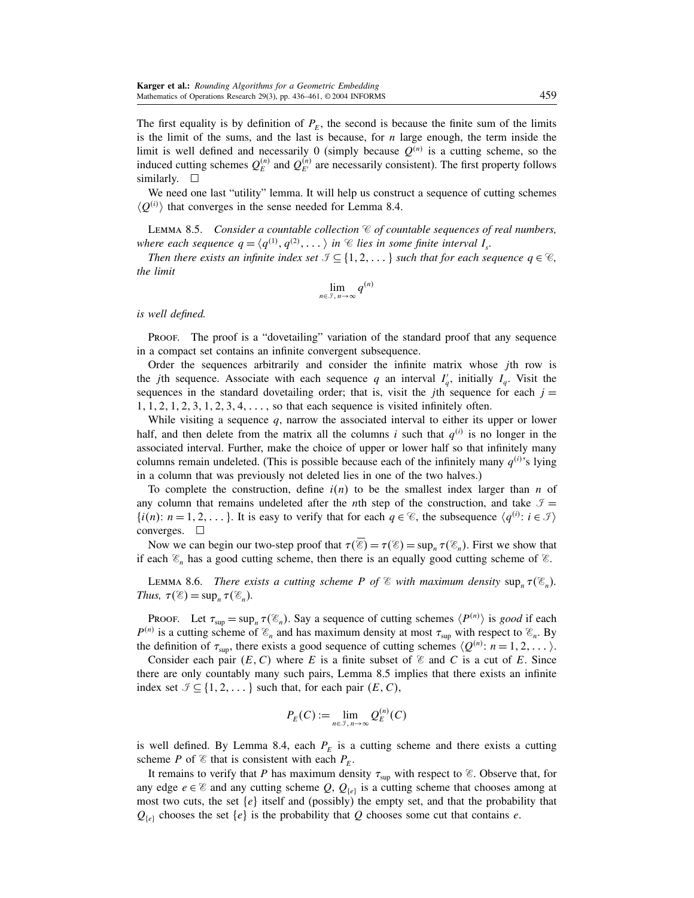The first equality is by definition of $P_E$, the second is because the finite sum of the limits is the limit of the sums, and the last is because, for $n$ large enough, the term inside the limit is well defined and necessarily 0 (simply because $Q^{(n)}$ is a cutting scheme, so the induced cutting schemes $Q_E^{(n)}$ and $Q_{E'}^{(n)}$ are necessarily consistent). The first property follows similarly. $\square$

We need one last "utility" lemma. It will help us construct a sequence of cutting schemes $\langle Q^{(i)} \rangle$ that converges in the sense needed for Lemma 8.4.

LEMMA 8.5. *Consider a countable collection $\mathscr{C}$ of countable sequences of real numbers, where each sequence $q = \langle q^{(1)}, q^{(2)}, \dots \rangle$ in $\mathscr{C}$ lies in some finite interval $I_s$.*

*Then there exists an infinite index set $\mathscr{I} \subseteq \{1, 2, \dots\}$ such that for each sequence $q \in \mathscr{C}$, the limit*

$$\lim_{n \in \mathscr{I},\, n \to \infty} q^{(n)}$$

*is well defined.*

PROOF. The proof is a "dovetailing" variation of the standard proof that any sequence in a compact set contains an infinite convergent subsequence.

Order the sequences arbitrarily and consider the infinite matrix whose $j$th row is the $j$th sequence. Associate with each sequence $q$ an interval $I'_q$, initially $I_q$. Visit the sequences in the standard dovetailing order; that is, visit the $j$th sequence for each $j = 1, 1, 2, 1, 2, 3, 1, 2, 3, 4, \dots$, so that each sequence is visited infinitely often.

While visiting a sequence $q$, narrow the associated interval to either its upper or lower half, and then delete from the matrix all the columns $i$ such that $q^{(i)}$ is no longer in the associated interval. Further, make the choice of upper or lower half so that infinitely many columns remain undeleted. (This is possible because each of the infinitely many $q^{(i)}$'s lying in a column that was previously not deleted lies in one of the two halves.)

To complete the construction, define $i(n)$ to be the smallest index larger than $n$ of any column that remains undeleted after the $n$th step of the construction, and take $\mathscr{I} = \{i(n): n = 1, 2, \dots\}$. It is easy to verify that for each $q \in \mathscr{C}$, the subsequence $\langle q^{(i)}: i \in \mathscr{I} \rangle$ converges. $\square$

Now we can begin our two-step proof that $\tau(\overline{\mathscr{E}}) = \tau(\mathscr{E}) = \sup_n \tau(\mathscr{E}_n)$. First we show that if each $\mathscr{E}_n$ has a good cutting scheme, then there is an equally good cutting scheme of $\mathscr{E}$.

LEMMA 8.6. *There exists a cutting scheme $P$ of $\mathscr{E}$ with maximum density $\sup_n \tau(\mathscr{E}_n)$. Thus, $\tau(\mathscr{E}) = \sup_n \tau(\mathscr{E}_n)$.*

PROOF. Let $\tau_{\sup} = \sup_n \tau(\mathscr{E}_n)$. Say a sequence of cutting schemes $\langle P^{(n)} \rangle$ is *good* if each $P^{(n)}$ is a cutting scheme of $\mathscr{E}_n$ and has maximum density at most $\tau_{\sup}$ with respect to $\mathscr{E}_n$. By the definition of $\tau_{\sup}$, there exists a good sequence of cutting schemes $\langle Q^{(n)}: n = 1, 2, \dots \rangle$.

Consider each pair $(E, C)$ where $E$ is a finite subset of $\mathscr{E}$ and $C$ is a cut of $E$. Since there are only countably many such pairs, Lemma 8.5 implies that there exists an infinite index set $\mathscr{I} \subseteq \{1, 2, \dots\}$ such that, for each pair $(E, C)$,

$$P_E(C) := \lim_{n \in \mathscr{I},\, n \to \infty} Q_E^{(n)}(C)$$

is well defined. By Lemma 8.4, each $P_E$ is a cutting scheme and there exists a cutting scheme $P$ of $\mathscr{E}$ that is consistent with each $P_E$.

It remains to verify that $P$ has maximum density $\tau_{\sup}$ with respect to $\mathscr{E}$. Observe that, for any edge $e \in \mathscr{E}$ and any cutting scheme $Q$, $Q_{\{e\}}$ is a cutting scheme that chooses among at most two cuts, the set $\{e\}$ itself and (possibly) the empty set, and that the probability that $Q_{\{e\}}$ chooses the set $\{e\}$ is the probability that $Q$ chooses some cut that contains $e$.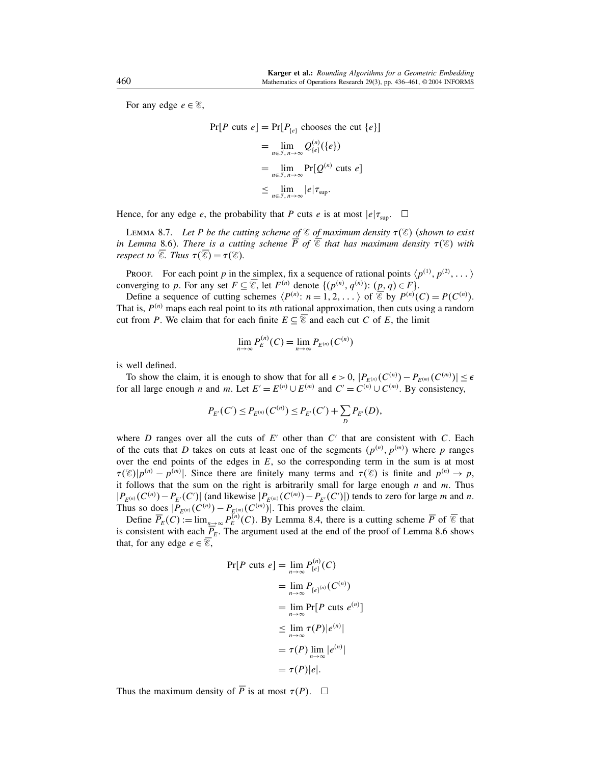For any edge $e \in \mathscr{E}$,

$$\begin{aligned}
\Pr[P \text{ cuts } e] &= \Pr[P_{\{e\}} \text{ chooses the cut } \{e\}] \\
&= \lim_{n \in \mathscr{I}, n \to \infty} Q_{\{e\}}^{(n)}(\{e\}) \\
&= \lim_{n \in \mathscr{I}, n \to \infty} \Pr[Q^{(n)} \text{ cuts } e] \\
&\leq \lim_{n \in \mathscr{I}, n \to \infty} |e| \tau_{\sup}.
\end{aligned}$$

Hence, for any edge $e$, the probability that $P$ cuts $e$ is at most $|e|\tau_{\sup}$. □

Lemma 8.7. *Let $P$ be the cutting scheme of $\mathscr{E}$ of maximum density $\tau(\mathscr{E})$ (shown to exist in Lemma 8.6). There is a cutting scheme $\overline{P}$ of $\overline{\mathscr{E}}$ that has maximum density $\tau(\mathscr{E})$ with respect to $\overline{\mathscr{E}}$. Thus $\tau(\overline{\mathscr{E}}) = \tau(\mathscr{E})$.*

Proof. For each point $p$ in the simplex, fix a sequence of rational points $\langle p^{(1)}, p^{(2)}, \ldots \rangle$ converging to $p$. For any set $F \subseteq \overline{\mathscr{E}}$, let $F^{(n)}$ denote $\{(p^{(n)}, q^{(n)}) \colon (p, q) \in F\}$.

Define a sequence of cutting schemes $\langle P^{(n)}: n = 1, 2, \ldots \rangle$ of $\overline{\mathscr{E}}$ by $P^{(n)}(C) = P(C^{(n)})$. That is, $P^{(n)}$ maps each real point to its $n$th rational approximation, then cuts using a random cut from $P$. We claim that for each finite $E \subseteq \overline{\mathscr{E}}$ and each cut $C$ of $E$, the limit

$$\lim_{n \to \infty} P_E^{(n)}(C) = \lim_{n \to \infty} P_{E^{(n)}}(C^{(n)})$$

is well defined.

To show the claim, it is enough to show that for all $\epsilon > 0$, $|P_{E^{(n)}}(C^{(n)}) - P_{E^{(m)}}(C^{(m)})| \leq \epsilon$ for all large enough $n$ and $m$. Let $E' = E^{(n)} \cup E^{(m)}$ and $C' = C^{(n)} \cup C^{(m)}$. By consistency,

$$P_{E'}(C') \leq P_{E^{(n)}}(C^{(n)}) \leq P_{E'}(C') + \sum_D P_{E'}(D),$$

where $D$ ranges over all the cuts of $E'$ other than $C'$ that are consistent with $C$. Each of the cuts that $D$ takes on cuts at least one of the segments $(p^{(n)}, p^{(m)})$ where $p$ ranges over the end points of the edges in $E$, so the corresponding term in the sum is at most $\tau(\mathscr{E})|p^{(n)} - p^{(m)}|$. Since there are finitely many terms and $\tau(\mathscr{E})$ is finite and $p^{(n)} \to p$, it follows that the sum on the right is arbitrarily small for large enough $n$ and $m$. Thus $|P_{E^{(n)}}(C^{(n)}) - P_{E'}(C')|$ (and likewise $|P_{E^{(m)}}(C^{(m)}) - P_{E'}(C')|$) tends to zero for large $m$ and $n$. Thus so does $|P_{E^{(n)}}(C^{(n)}) - P_{E^{(m)}}(C^{(m)})|$. This proves the claim.

Define $\overline{P}_E(C) := \lim_{n \to \infty} P_E^{(n)}(C)$. By Lemma 8.4, there is a cutting scheme $\overline{P}$ of $\overline{\mathscr{E}}$ that is consistent with each $\overline{P}_E$. The argument used at the end of the proof of Lemma 8.6 shows that, for any edge $e \in \overline{\mathscr{E}}$,

$$\begin{aligned}
\Pr[P \text{ cuts } e] &= \lim_{n \to \infty} P_{\{e\}}^{(n)}(C) \\
&= \lim_{n \to \infty} P_{\{e\}^{(n)}}(C^{(n)}) \\
&= \lim_{n \to \infty} \Pr[P \text{ cuts } e^{(n)}] \\
&\leq \lim_{n \to \infty} \tau(P)|e^{(n)}| \\
&= \tau(P) \lim_{n \to \infty} |e^{(n)}| \\
&= \tau(P)|e|.
\end{aligned}$$

Thus the maximum density of $\overline{P}$ is at most $\tau(P)$. □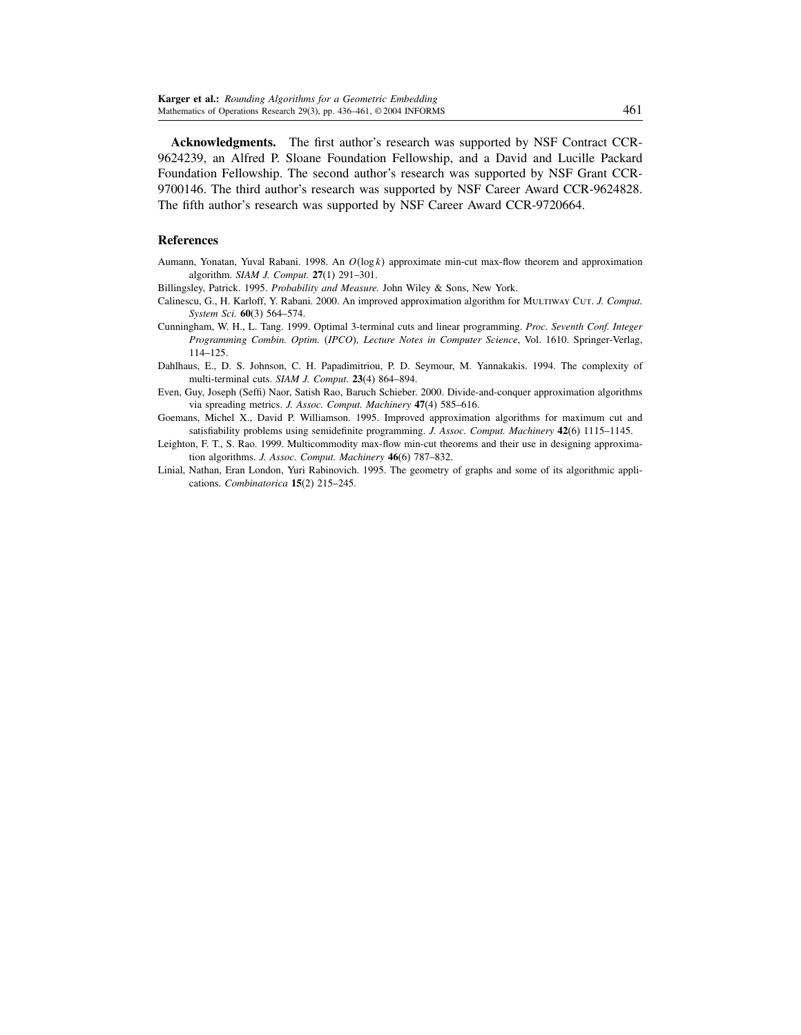**Acknowledgments.** The first author's research was supported by NSF Contract CCR-9624239, an Alfred P. Sloane Foundation Fellowship, and a David and Lucille Packard Foundation Fellowship. The second author's research was supported by NSF Grant CCR-9700146. The third author's research was supported by NSF Career Award CCR-9624828. The fifth author's research was supported by NSF Career Award CCR-9720664.

## References

Aumann, Yonatan, Yuval Rabani. 1998. An $O(\log k)$ approximate min-cut max-flow theorem and approximation algorithm. *SIAM J. Comput.* **27**(1) 291–301.

Billingsley, Patrick. 1995. *Probability and Measure.* John Wiley & Sons, New York.

Calinescu, G., H. Karloff, Y. Rabani. 2000. An improved approximation algorithm for Multiway Cut. *J. Comput. System Sci.* **60**(3) 564–574.

Cunningham, W. H., L. Tang. 1999. Optimal 3-terminal cuts and linear programming. *Proc. Seventh Conf. Integer Programming Combin. Optim.* (*IPCO*), *Lecture Notes in Computer Science*, Vol. 1610. Springer-Verlag, 114–125.

Dahlhaus, E., D. S. Johnson, C. H. Papadimitriou, P. D. Seymour, M. Yannakakis. 1994. The complexity of multi-terminal cuts. *SIAM J. Comput.* **23**(4) 864–894.

Even, Guy, Joseph (Seffi) Naor, Satish Rao, Baruch Schieber. 2000. Divide-and-conquer approximation algorithms via spreading metrics. *J. Assoc. Comput. Machinery* **47**(4) 585–616.

Goemans, Michel X., David P. Williamson. 1995. Improved approximation algorithms for maximum cut and satisfiability problems using semidefinite programming. *J. Assoc. Comput. Machinery* **42**(6) 1115–1145.

Leighton, F. T., S. Rao. 1999. Multicommodity max-flow min-cut theorems and their use in designing approximation algorithms. *J. Assoc. Comput. Machinery* **46**(6) 787–832.

Linial, Nathan, Eran London, Yuri Rabinovich. 1995. The geometry of graphs and some of its algorithmic applications. *Combinatorica* **15**(2) 215–245.